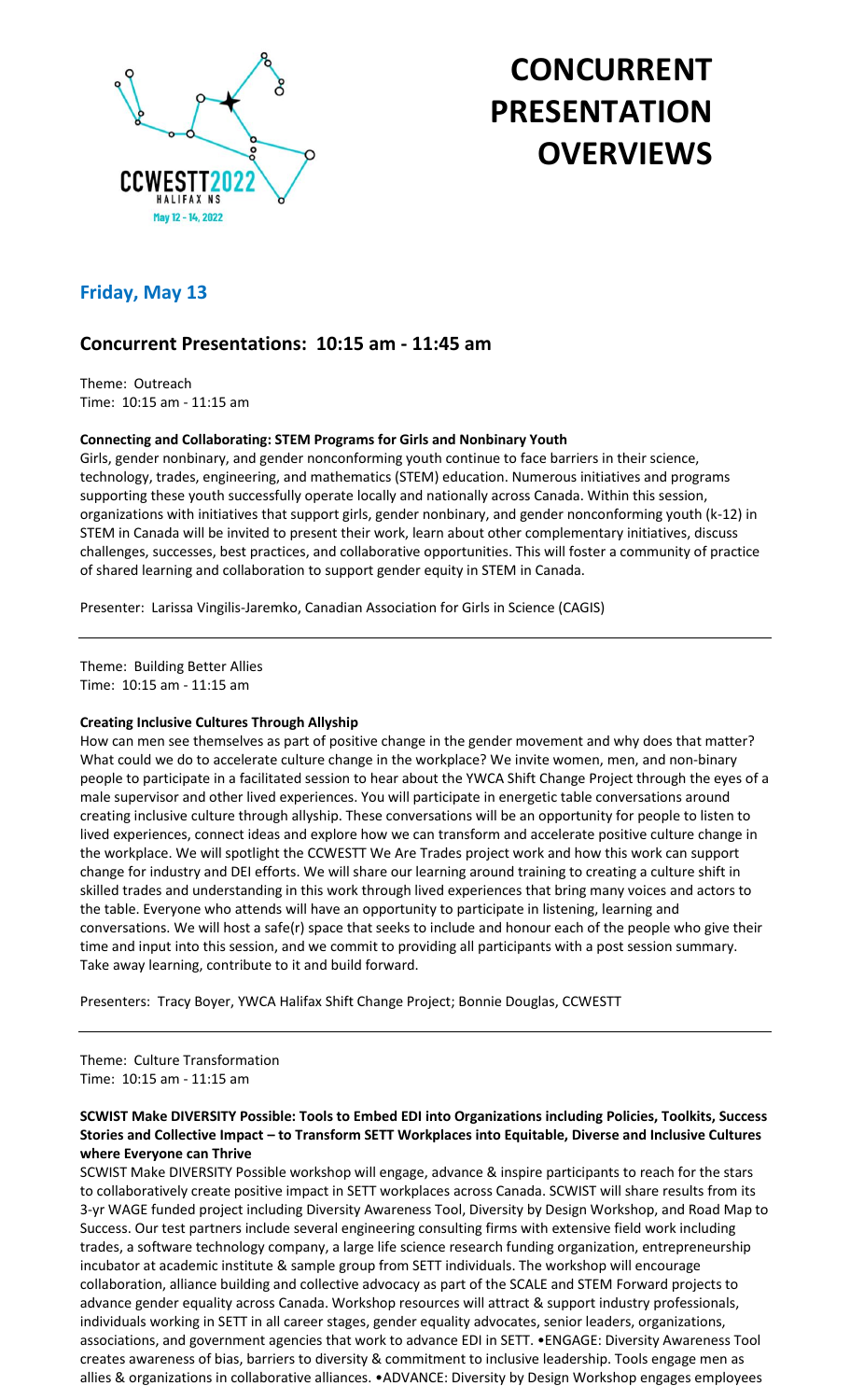# CONCURRENT PRESENTATION OVERVIEWS

CCWESTT2022
HALIFAX NS
May 12 - 14, 2022

## Friday, May 13

## Concurrent Presentations: 10:15 am - 11:45 am

Theme: Outreach
Time: 10:15 am - 11:15 am

**Connecting and Collaborating: STEM Programs for Girls and Nonbinary Youth**

Girls, gender nonbinary, and gender nonconforming youth continue to face barriers in their science, technology, trades, engineering, and mathematics (STEM) education. Numerous initiatives and programs supporting these youth successfully operate locally and nationally across Canada. Within this session, organizations with initiatives that support girls, gender nonbinary, and gender nonconforming youth (k-12) in STEM in Canada will be invited to present their work, learn about other complementary initiatives, discuss challenges, successes, best practices, and collaborative opportunities. This will foster a community of practice of shared learning and collaboration to support gender equity in STEM in Canada.

Presenter: Larissa Vingilis-Jaremko, Canadian Association for Girls in Science (CAGIS)

---

Theme: Building Better Allies
Time: 10:15 am - 11:15 am

**Creating Inclusive Cultures Through Allyship**

How can men see themselves as part of positive change in the gender movement and why does that matter? What could we do to accelerate culture change in the workplace? We invite women, men, and non-binary people to participate in a facilitated session to hear about the YWCA Shift Change Project through the eyes of a male supervisor and other lived experiences. You will participate in energetic table conversations around creating inclusive culture through allyship. These conversations will be an opportunity for people to listen to lived experiences, connect ideas and explore how we can transform and accelerate positive culture change in the workplace. We will spotlight the CCWESTT We Are Trades project work and how this work can support change for industry and DEI efforts. We will share our learning around training to creating a culture shift in skilled trades and understanding in this work through lived experiences that bring many voices and actors to the table. Everyone who attends will have an opportunity to participate in listening, learning and conversations. We will host a safe(r) space that seeks to include and honour each of the people who give their time and input into this session, and we commit to providing all participants with a post session summary. Take away learning, contribute to it and build forward.

Presenters: Tracy Boyer, YWCA Halifax Shift Change Project; Bonnie Douglas, CCWESTT

---

Theme: Culture Transformation
Time: 10:15 am - 11:15 am

**SCWIST Make DIVERSITY Possible: Tools to Embed EDI into Organizations including Policies, Toolkits, Success Stories and Collective Impact – to Transform SETT Workplaces into Equitable, Diverse and Inclusive Cultures where Everyone can Thrive**

SCWIST Make DIVERSITY Possible workshop will engage, advance & inspire participants to reach for the stars to collaboratively create positive impact in SETT workplaces across Canada. SCWIST will share results from its 3-yr WAGE funded project including Diversity Awareness Tool, Diversity by Design Workshop, and Road Map to Success. Our test partners include several engineering consulting firms with extensive field work including trades, a software technology company, a large life science research funding organization, entrepreneurship incubator at academic institute & sample group from SETT individuals. The workshop will encourage collaboration, alliance building and collective advocacy as part of the SCALE and STEM Forward projects to advance gender equality across Canada. Workshop resources will attract & support industry professionals, individuals working in SETT in all career stages, gender equality advocates, senior leaders, organizations, associations, and government agencies that work to advance EDI in SETT. •ENGAGE: Diversity Awareness Tool creates awareness of bias, barriers to diversity & commitment to inclusive leadership. Tools engage men as allies & organizations in collaborative alliances. •ADVANCE: Diversity by Design Workshop engages employees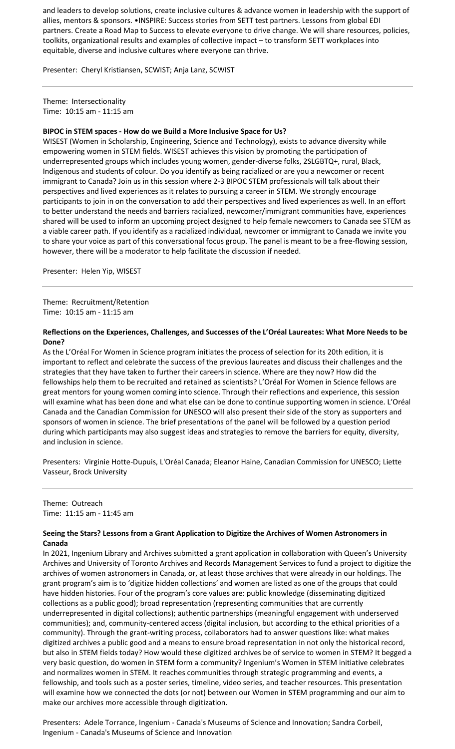and leaders to develop solutions, create inclusive cultures & advance women in leadership with the support of allies, mentors & sponsors. •INSPIRE: Success stories from SETT test partners. Lessons from global EDI partners. Create a Road Map to Success to elevate everyone to drive change. We will share resources, policies, toolkits, organizational results and examples of collective impact – to transform SETT workplaces into equitable, diverse and inclusive cultures where everyone can thrive.

Presenter: Cheryl Kristiansen, SCWIST; Anja Lanz, SCWIST

---

Theme: Intersectionality
Time: 10:15 am - 11:15 am

**BIPOC in STEM spaces - How do we Build a More Inclusive Space for Us?**

WISEST (Women in Scholarship, Engineering, Science and Technology), exists to advance diversity while empowering women in STEM fields. WISEST achieves this vision by promoting the participation of underrepresented groups which includes young women, gender-diverse folks, 2SLGBTQ+, rural, Black, Indigenous and students of colour. Do you identify as being racialized or are you a newcomer or recent immigrant to Canada? Join us in this session where 2-3 BIPOC STEM professionals will talk about their perspectives and lived experiences as it relates to pursuing a career in STEM. We strongly encourage participants to join in on the conversation to add their perspectives and lived experiences as well. In an effort to better understand the needs and barriers racialized, newcomer/immigrant communities have, experiences shared will be used to inform an upcoming project designed to help female newcomers to Canada see STEM as a viable career path. If you identify as a racialized individual, newcomer or immigrant to Canada we invite you to share your voice as part of this conversational focus group. The panel is meant to be a free-flowing session, however, there will be a moderator to help facilitate the discussion if needed.

Presenter: Helen Yip, WISEST

---

Theme: Recruitment/Retention
Time: 10:15 am - 11:15 am

**Reflections on the Experiences, Challenges, and Successes of the L'Oréal Laureates: What More Needs to be Done?**

As the L'Oréal For Women in Science program initiates the process of selection for its 20th edition, it is important to reflect and celebrate the success of the previous laureates and discuss their challenges and the strategies that they have taken to further their careers in science. Where are they now? How did the fellowships help them to be recruited and retained as scientists? L'Oréal For Women in Science fellows are great mentors for young women coming into science. Through their reflections and experience, this session will examine what has been done and what else can be done to continue supporting women in science. L'Oréal Canada and the Canadian Commission for UNESCO will also present their side of the story as supporters and sponsors of women in science. The brief presentations of the panel will be followed by a question period during which participants may also suggest ideas and strategies to remove the barriers for equity, diversity, and inclusion in science.

Presenters: Virginie Hotte-Dupuis, L'Oréal Canada; Eleanor Haine, Canadian Commission for UNESCO; Liette Vasseur, Brock University

---

Theme: Outreach
Time: 11:15 am - 11:45 am

**Seeing the Stars? Lessons from a Grant Application to Digitize the Archives of Women Astronomers in Canada**

In 2021, Ingenium Library and Archives submitted a grant application in collaboration with Queen's University Archives and University of Toronto Archives and Records Management Services to fund a project to digitize the archives of women astronomers in Canada, or, at least those archives that were already in our holdings. The grant program's aim is to 'digitize hidden collections' and women are listed as one of the groups that could have hidden histories. Four of the program's core values are: public knowledge (disseminating digitized collections as a public good); broad representation (representing communities that are currently underrepresented in digital collections); authentic partnerships (meaningful engagement with underserved communities); and, community-centered access (digital inclusion, but according to the ethical priorities of a community). Through the grant-writing process, collaborators had to answer questions like: what makes digitized archives a public good and a means to ensure broad representation in not only the historical record, but also in STEM fields today? How would these digitized archives be of service to women in STEM? It begged a very basic question, do women in STEM form a community? Ingenium's Women in STEM initiative celebrates and normalizes women in STEM. It reaches communities through strategic programming and events, a fellowship, and tools such as a poster series, timeline, video series, and teacher resources. This presentation will examine how we connected the dots (or not) between our Women in STEM programming and our aim to make our archives more accessible through digitization.

Presenters: Adele Torrance, Ingenium - Canada's Museums of Science and Innovation; Sandra Corbeil, Ingenium - Canada's Museums of Science and Innovation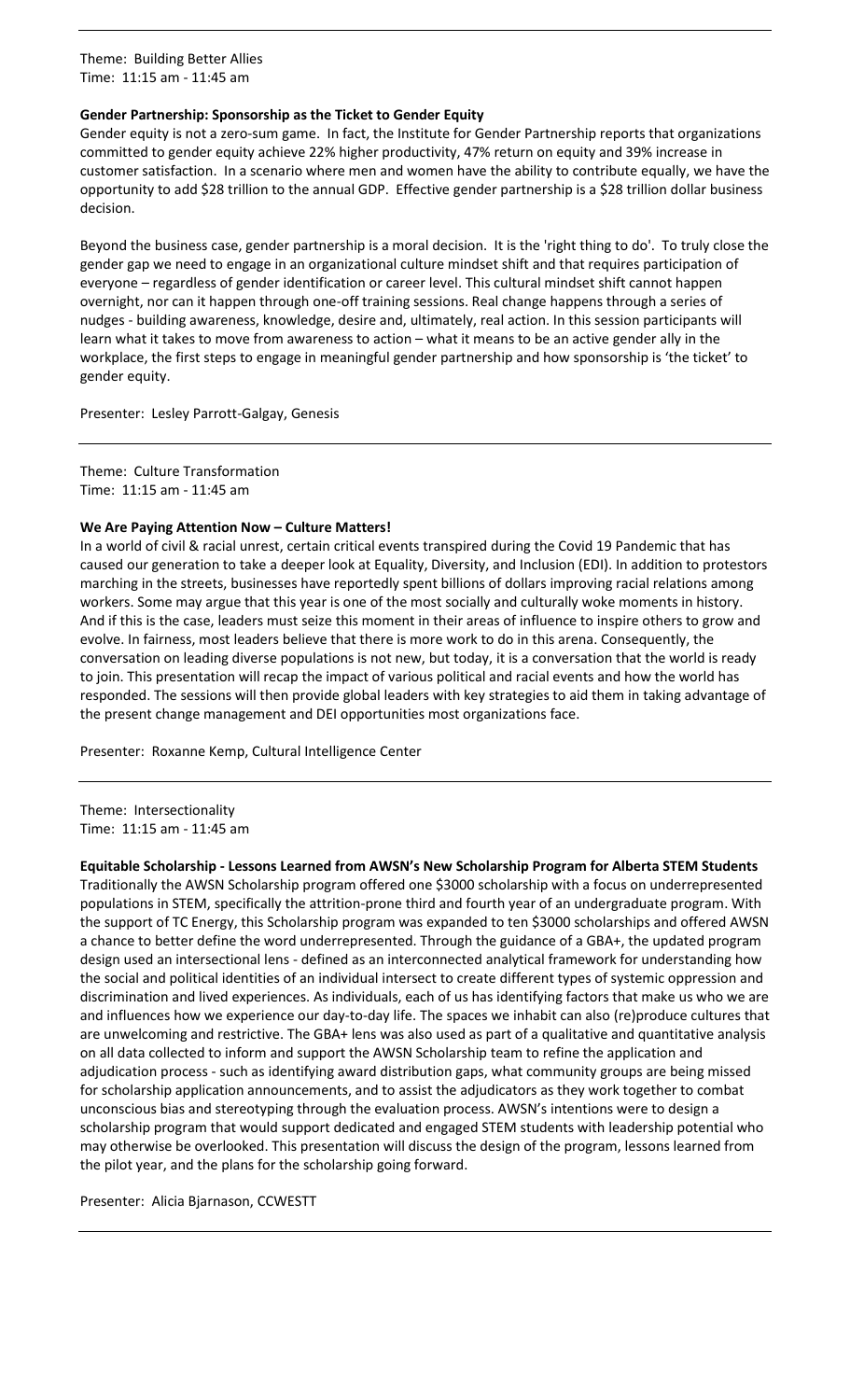Theme: Building Better Allies
Time: 11:15 am - 11:45 am

**Gender Partnership: Sponsorship as the Ticket to Gender Equity**

Gender equity is not a zero-sum game. In fact, the Institute for Gender Partnership reports that organizations committed to gender equity achieve 22% higher productivity, 47% return on equity and 39% increase in customer satisfaction. In a scenario where men and women have the ability to contribute equally, we have the opportunity to add $28 trillion to the annual GDP. Effective gender partnership is a $28 trillion dollar business decision.

Beyond the business case, gender partnership is a moral decision. It is the 'right thing to do'. To truly close the gender gap we need to engage in an organizational culture mindset shift and that requires participation of everyone – regardless of gender identification or career level. This cultural mindset shift cannot happen overnight, nor can it happen through one-off training sessions. Real change happens through a series of nudges - building awareness, knowledge, desire and, ultimately, real action. In this session participants will learn what it takes to move from awareness to action – what it means to be an active gender ally in the workplace, the first steps to engage in meaningful gender partnership and how sponsorship is 'the ticket' to gender equity.

Presenter: Lesley Parrott-Galgay, Genesis

---

Theme: Culture Transformation
Time: 11:15 am - 11:45 am

**We Are Paying Attention Now – Culture Matters!**

In a world of civil & racial unrest, certain critical events transpired during the Covid 19 Pandemic that has caused our generation to take a deeper look at Equality, Diversity, and Inclusion (EDI). In addition to protestors marching in the streets, businesses have reportedly spent billions of dollars improving racial relations among workers. Some may argue that this year is one of the most socially and culturally woke moments in history. And if this is the case, leaders must seize this moment in their areas of influence to inspire others to grow and evolve. In fairness, most leaders believe that there is more work to do in this arena. Consequently, the conversation on leading diverse populations is not new, but today, it is a conversation that the world is ready to join. This presentation will recap the impact of various political and racial events and how the world has responded. The sessions will then provide global leaders with key strategies to aid them in taking advantage of the present change management and DEI opportunities most organizations face.

Presenter: Roxanne Kemp, Cultural Intelligence Center

---

Theme: Intersectionality
Time: 11:15 am - 11:45 am

**Equitable Scholarship - Lessons Learned from AWSN's New Scholarship Program for Alberta STEM Students**

Traditionally the AWSN Scholarship program offered one $3000 scholarship with a focus on underrepresented populations in STEM, specifically the attrition-prone third and fourth year of an undergraduate program. With the support of TC Energy, this Scholarship program was expanded to ten $3000 scholarships and offered AWSN a chance to better define the word underrepresented. Through the guidance of a GBA+, the updated program design used an intersectional lens - defined as an interconnected analytical framework for understanding how the social and political identities of an individual intersect to create different types of systemic oppression and discrimination and lived experiences. As individuals, each of us has identifying factors that make us who we are and influences how we experience our day-to-day life. The spaces we inhabit can also (re)produce cultures that are unwelcoming and restrictive. The GBA+ lens was also used as part of a qualitative and quantitative analysis on all data collected to inform and support the AWSN Scholarship team to refine the application and adjudication process - such as identifying award distribution gaps, what community groups are being missed for scholarship application announcements, and to assist the adjudicators as they work together to combat unconscious bias and stereotyping through the evaluation process. AWSN's intentions were to design a scholarship program that would support dedicated and engaged STEM students with leadership potential who may otherwise be overlooked. This presentation will discuss the design of the program, lessons learned from the pilot year, and the plans for the scholarship going forward.

Presenter: Alicia Bjarnason, CCWESTT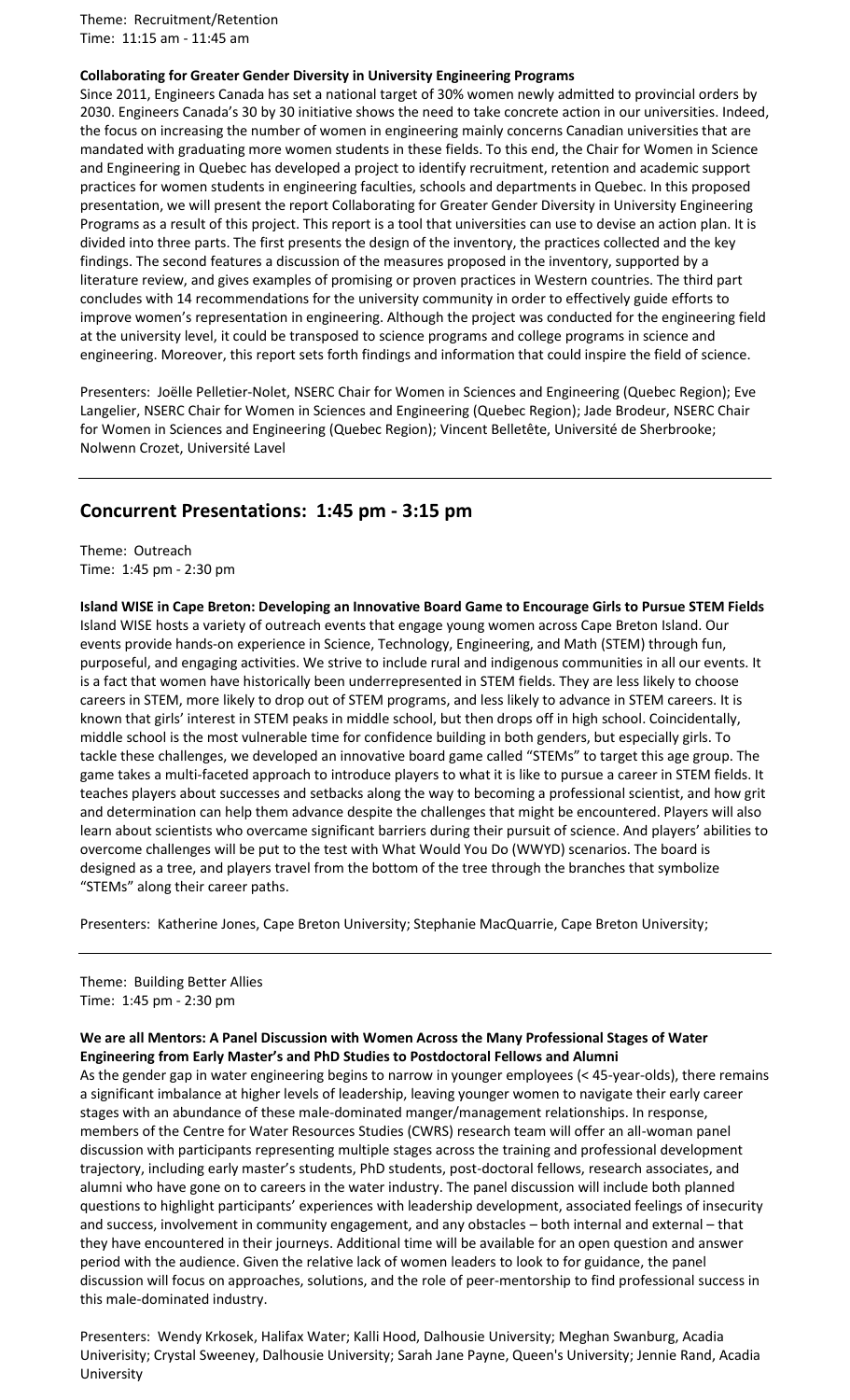Theme: Recruitment/Retention
Time: 11:15 am - 11:45 am

**Collaborating for Greater Gender Diversity in University Engineering Programs**

Since 2011, Engineers Canada has set a national target of 30% women newly admitted to provincial orders by 2030. Engineers Canada's 30 by 30 initiative shows the need to take concrete action in our universities. Indeed, the focus on increasing the number of women in engineering mainly concerns Canadian universities that are mandated with graduating more women students in these fields. To this end, the Chair for Women in Science and Engineering in Quebec has developed a project to identify recruitment, retention and academic support practices for women students in engineering faculties, schools and departments in Quebec. In this proposed presentation, we will present the report Collaborating for Greater Gender Diversity in University Engineering Programs as a result of this project. This report is a tool that universities can use to devise an action plan. It is divided into three parts. The first presents the design of the inventory, the practices collected and the key findings. The second features a discussion of the measures proposed in the inventory, supported by a literature review, and gives examples of promising or proven practices in Western countries. The third part concludes with 14 recommendations for the university community in order to effectively guide efforts to improve women's representation in engineering. Although the project was conducted for the engineering field at the university level, it could be transposed to science programs and college programs in science and engineering. Moreover, this report sets forth findings and information that could inspire the field of science.

Presenters: Joëlle Pelletier-Nolet, NSERC Chair for Women in Sciences and Engineering (Quebec Region); Eve Langelier, NSERC Chair for Women in Sciences and Engineering (Quebec Region); Jade Brodeur, NSERC Chair for Women in Sciences and Engineering (Quebec Region); Vincent Belletête, Université de Sherbrooke; Nolwenn Crozet, Université Lavel

## Concurrent Presentations: 1:45 pm - 3:15 pm

Theme: Outreach
Time: 1:45 pm - 2:30 pm

**Island WISE in Cape Breton: Developing an Innovative Board Game to Encourage Girls to Pursue STEM Fields**

Island WISE hosts a variety of outreach events that engage young women across Cape Breton Island. Our events provide hands-on experience in Science, Technology, Engineering, and Math (STEM) through fun, purposeful, and engaging activities. We strive to include rural and indigenous communities in all our events. It is a fact that women have historically been underrepresented in STEM fields. They are less likely to choose careers in STEM, more likely to drop out of STEM programs, and less likely to advance in STEM careers. It is known that girls' interest in STEM peaks in middle school, but then drops off in high school. Coincidentally, middle school is the most vulnerable time for confidence building in both genders, but especially girls. To tackle these challenges, we developed an innovative board game called "STEMs" to target this age group. The game takes a multi-faceted approach to introduce players to what it is like to pursue a career in STEM fields. It teaches players about successes and setbacks along the way to becoming a professional scientist, and how grit and determination can help them advance despite the challenges that might be encountered. Players will also learn about scientists who overcame significant barriers during their pursuit of science. And players' abilities to overcome challenges will be put to the test with What Would You Do (WWYD) scenarios. The board is designed as a tree, and players travel from the bottom of the tree through the branches that symbolize "STEMs" along their career paths.

Presenters: Katherine Jones, Cape Breton University; Stephanie MacQuarrie, Cape Breton University;

Theme: Building Better Allies
Time: 1:45 pm - 2:30 pm

**We are all Mentors: A Panel Discussion with Women Across the Many Professional Stages of Water Engineering from Early Master's and PhD Studies to Postdoctoral Fellows and Alumni**

As the gender gap in water engineering begins to narrow in younger employees (< 45-year-olds), there remains a significant imbalance at higher levels of leadership, leaving younger women to navigate their early career stages with an abundance of these male-dominated manger/management relationships. In response, members of the Centre for Water Resources Studies (CWRS) research team will offer an all-woman panel discussion with participants representing multiple stages across the training and professional development trajectory, including early master's students, PhD students, post-doctoral fellows, research associates, and alumni who have gone on to careers in the water industry. The panel discussion will include both planned questions to highlight participants' experiences with leadership development, associated feelings of insecurity and success, involvement in community engagement, and any obstacles – both internal and external – that they have encountered in their journeys. Additional time will be available for an open question and answer period with the audience. Given the relative lack of women leaders to look to for guidance, the panel discussion will focus on approaches, solutions, and the role of peer-mentorship to find professional success in this male-dominated industry.

Presenters: Wendy Krkosek, Halifax Water; Kalli Hood, Dalhousie University; Meghan Swanburg, Acadia Univerisity; Crystal Sweeney, Dalhousie University; Sarah Jane Payne, Queen's University; Jennie Rand, Acadia University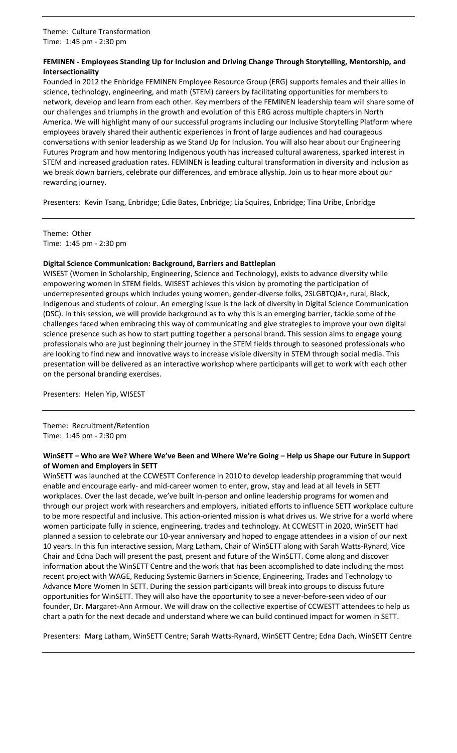Theme: Culture Transformation
Time: 1:45 pm - 2:30 pm

**FEMINEN - Employees Standing Up for Inclusion and Driving Change Through Storytelling, Mentorship, and Intersectionality**

Founded in 2012 the Enbridge FEMINEN Employee Resource Group (ERG) supports females and their allies in science, technology, engineering, and math (STEM) careers by facilitating opportunities for members to network, develop and learn from each other. Key members of the FEMINEN leadership team will share some of our challenges and triumphs in the growth and evolution of this ERG across multiple chapters in North America. We will highlight many of our successful programs including our Inclusive Storytelling Platform where employees bravely shared their authentic experiences in front of large audiences and had courageous conversations with senior leadership as we Stand Up for Inclusion. You will also hear about our Engineering Futures Program and how mentoring Indigenous youth has increased cultural awareness, sparked interest in STEM and increased graduation rates. FEMINEN is leading cultural transformation in diversity and inclusion as we break down barriers, celebrate our differences, and embrace allyship. Join us to hear more about our rewarding journey.

Presenters: Kevin Tsang, Enbridge; Edie Bates, Enbridge; Lia Squires, Enbridge; Tina Uribe, Enbridge

---

Theme: Other
Time: 1:45 pm - 2:30 pm

**Digital Science Communication: Background, Barriers and Battleplan**

WISEST (Women in Scholarship, Engineering, Science and Technology), exists to advance diversity while empowering women in STEM fields. WISEST achieves this vision by promoting the participation of underrepresented groups which includes young women, gender-diverse folks, 2SLGBTQIA+, rural, Black, Indigenous and students of colour. An emerging issue is the lack of diversity in Digital Science Communication (DSC). In this session, we will provide background as to why this is an emerging barrier, tackle some of the challenges faced when embracing this way of communicating and give strategies to improve your own digital science presence such as how to start putting together a personal brand. This session aims to engage young professionals who are just beginning their journey in the STEM fields through to seasoned professionals who are looking to find new and innovative ways to increase visible diversity in STEM through social media. This presentation will be delivered as an interactive workshop where participants will get to work with each other on the personal branding exercises.

Presenters: Helen Yip, WISEST

---

Theme: Recruitment/Retention
Time: 1:45 pm - 2:30 pm

**WinSETT – Who are We? Where We've Been and Where We're Going – Help us Shape our Future in Support of Women and Employers in SETT**

WinSETT was launched at the CCWESTT Conference in 2010 to develop leadership programming that would enable and encourage early- and mid-career women to enter, grow, stay and lead at all levels in SETT workplaces. Over the last decade, we've built in-person and online leadership programs for women and through our project work with researchers and employers, initiated efforts to influence SETT workplace culture to be more respectful and inclusive. This action-oriented mission is what drives us. We strive for a world where women participate fully in science, engineering, trades and technology. At CCWESTT in 2020, WinSETT had planned a session to celebrate our 10-year anniversary and hoped to engage attendees in a vision of our next 10 years. In this fun interactive session, Marg Latham, Chair of WinSETT along with Sarah Watts-Rynard, Vice Chair and Edna Dach will present the past, present and future of the WinSETT. Come along and discover information about the WinSETT Centre and the work that has been accomplished to date including the most recent project with WAGE, Reducing Systemic Barriers in Science, Engineering, Trades and Technology to Advance More Women In SETT. During the session participants will break into groups to discuss future opportunities for WinSETT. They will also have the opportunity to see a never-before-seen video of our founder, Dr. Margaret-Ann Armour. We will draw on the collective expertise of CCWESTT attendees to help us chart a path for the next decade and understand where we can build continued impact for women in SETT.

Presenters: Marg Latham, WinSETT Centre; Sarah Watts-Rynard, WinSETT Centre; Edna Dach, WinSETT Centre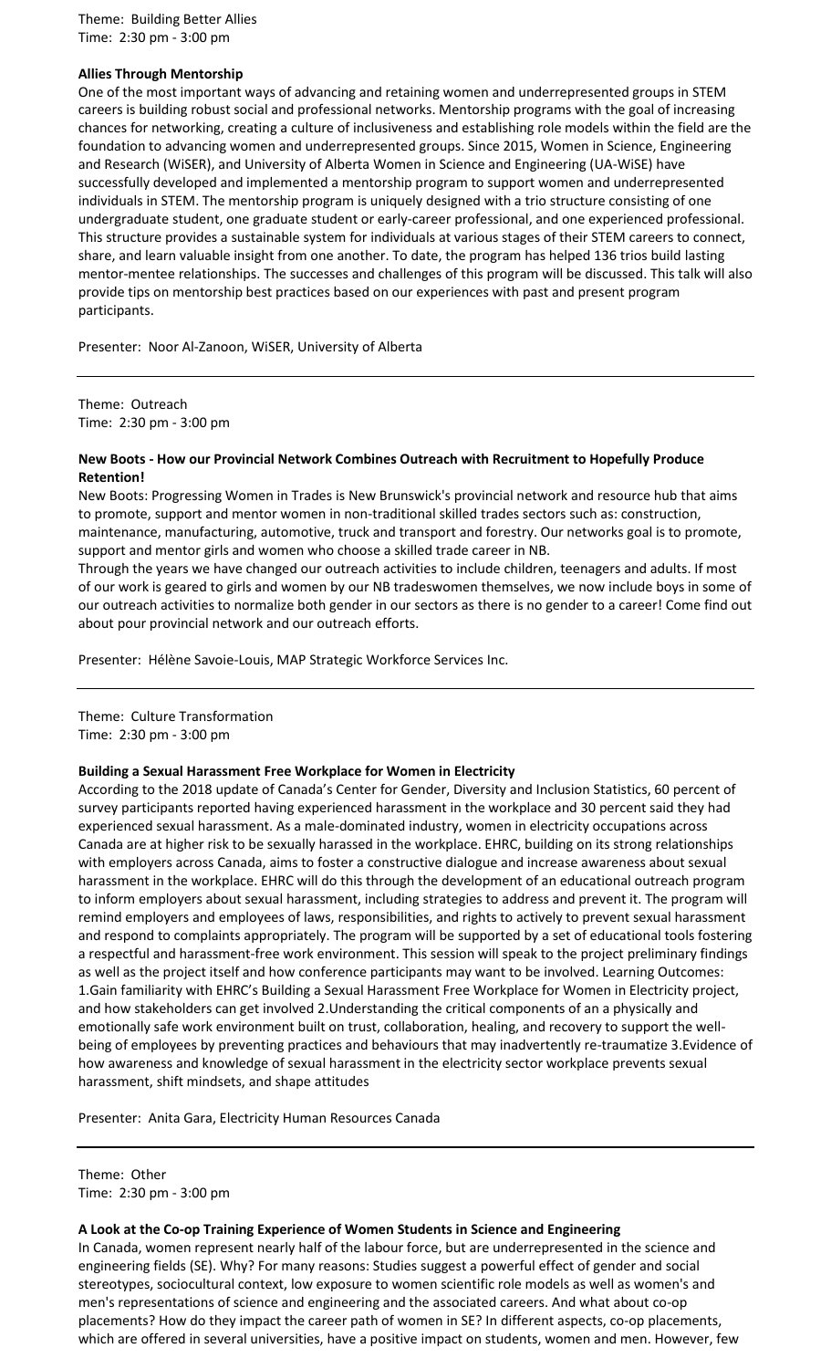Theme: Building Better Allies
Time: 2:30 pm - 3:00 pm

**Allies Through Mentorship**

One of the most important ways of advancing and retaining women and underrepresented groups in STEM careers is building robust social and professional networks. Mentorship programs with the goal of increasing chances for networking, creating a culture of inclusiveness and establishing role models within the field are the foundation to advancing women and underrepresented groups. Since 2015, Women in Science, Engineering and Research (WiSER), and University of Alberta Women in Science and Engineering (UA-WiSE) have successfully developed and implemented a mentorship program to support women and underrepresented individuals in STEM. The mentorship program is uniquely designed with a trio structure consisting of one undergraduate student, one graduate student or early-career professional, and one experienced professional. This structure provides a sustainable system for individuals at various stages of their STEM careers to connect, share, and learn valuable insight from one another. To date, the program has helped 136 trios build lasting mentor-mentee relationships. The successes and challenges of this program will be discussed. This talk will also provide tips on mentorship best practices based on our experiences with past and present program participants.

Presenter: Noor Al-Zanoon, WiSER, University of Alberta

---

Theme: Outreach
Time: 2:30 pm - 3:00 pm

**New Boots - How our Provincial Network Combines Outreach with Recruitment to Hopefully Produce Retention!**

New Boots: Progressing Women in Trades is New Brunswick's provincial network and resource hub that aims to promote, support and mentor women in non-traditional skilled trades sectors such as: construction, maintenance, manufacturing, automotive, truck and transport and forestry. Our networks goal is to promote, support and mentor girls and women who choose a skilled trade career in NB.

Through the years we have changed our outreach activities to include children, teenagers and adults. If most of our work is geared to girls and women by our NB tradeswomen themselves, we now include boys in some of our outreach activities to normalize both gender in our sectors as there is no gender to a career! Come find out about pour provincial network and our outreach efforts.

Presenter: Hélène Savoie-Louis, MAP Strategic Workforce Services Inc.

---

Theme: Culture Transformation
Time: 2:30 pm - 3:00 pm

**Building a Sexual Harassment Free Workplace for Women in Electricity**

According to the 2018 update of Canada's Center for Gender, Diversity and Inclusion Statistics, 60 percent of survey participants reported having experienced harassment in the workplace and 30 percent said they had experienced sexual harassment. As a male-dominated industry, women in electricity occupations across Canada are at higher risk to be sexually harassed in the workplace. EHRC, building on its strong relationships with employers across Canada, aims to foster a constructive dialogue and increase awareness about sexual harassment in the workplace. EHRC will do this through the development of an educational outreach program to inform employers about sexual harassment, including strategies to address and prevent it. The program will remind employers and employees of laws, responsibilities, and rights to actively to prevent sexual harassment and respond to complaints appropriately. The program will be supported by a set of educational tools fostering a respectful and harassment-free work environment. This session will speak to the project preliminary findings as well as the project itself and how conference participants may want to be involved. Learning Outcomes: 1.Gain familiarity with EHRC's Building a Sexual Harassment Free Workplace for Women in Electricity project, and how stakeholders can get involved 2.Understanding the critical components of an a physically and emotionally safe work environment built on trust, collaboration, healing, and recovery to support the well-being of employees by preventing practices and behaviours that may inadvertently re-traumatize 3.Evidence of how awareness and knowledge of sexual harassment in the electricity sector workplace prevents sexual harassment, shift mindsets, and shape attitudes

Presenter: Anita Gara, Electricity Human Resources Canada

---

Theme: Other
Time: 2:30 pm - 3:00 pm

**A Look at the Co-op Training Experience of Women Students in Science and Engineering**

In Canada, women represent nearly half of the labour force, but are underrepresented in the science and engineering fields (SE). Why? For many reasons: Studies suggest a powerful effect of gender and social stereotypes, sociocultural context, low exposure to women scientific role models as well as women's and men's representations of science and engineering and the associated careers. And what about co-op placements? How do they impact the career path of women in SE? In different aspects, co-op placements, which are offered in several universities, have a positive impact on students, women and men. However, few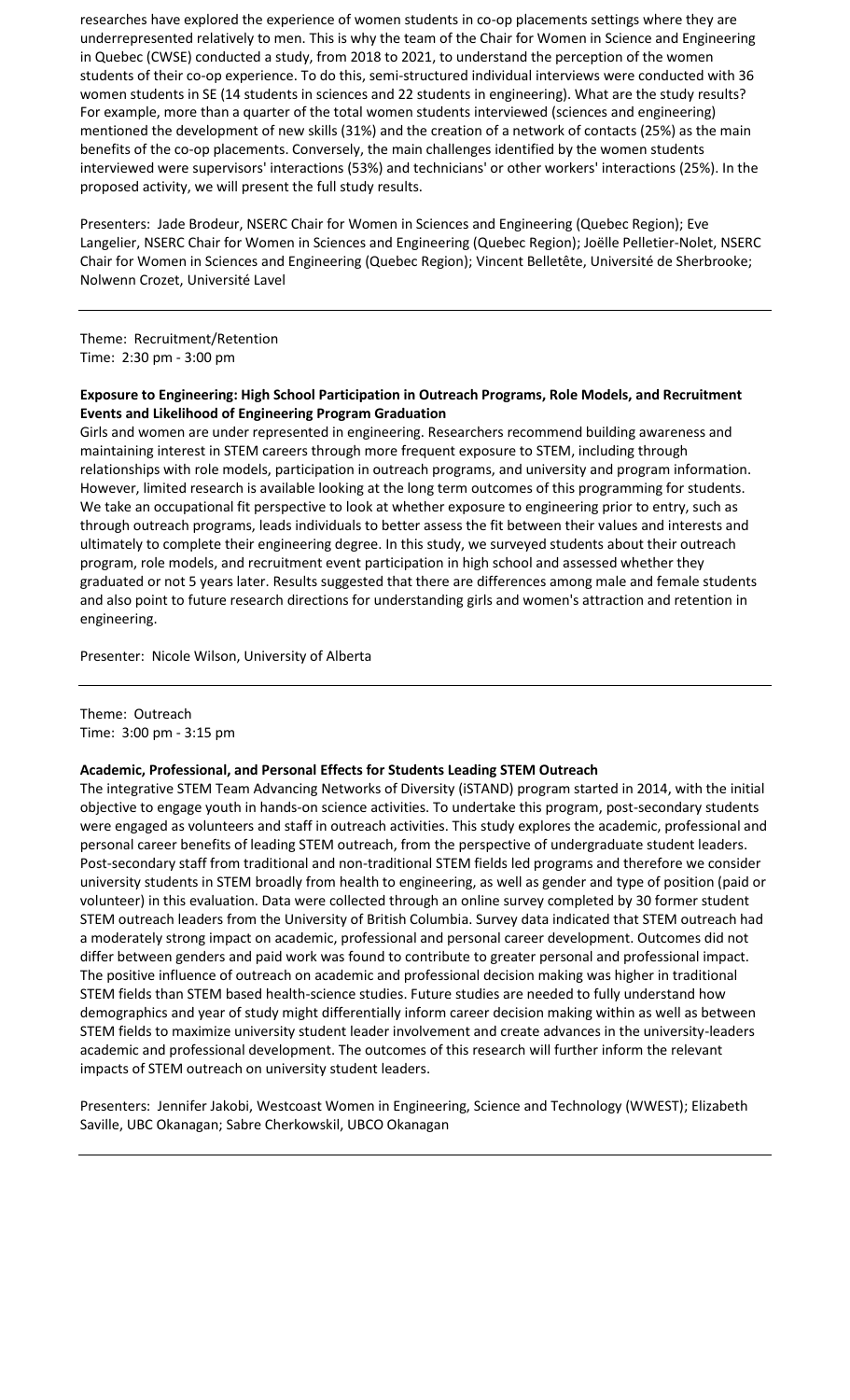researches have explored the experience of women students in co-op placements settings where they are underrepresented relatively to men. This is why the team of the Chair for Women in Science and Engineering in Quebec (CWSE) conducted a study, from 2018 to 2021, to understand the perception of the women students of their co-op experience. To do this, semi-structured individual interviews were conducted with 36 women students in SE (14 students in sciences and 22 students in engineering). What are the study results? For example, more than a quarter of the total women students interviewed (sciences and engineering) mentioned the development of new skills (31%) and the creation of a network of contacts (25%) as the main benefits of the co-op placements. Conversely, the main challenges identified by the women students interviewed were supervisors' interactions (53%) and technicians' or other workers' interactions (25%). In the proposed activity, we will present the full study results.

Presenters: Jade Brodeur, NSERC Chair for Women in Sciences and Engineering (Quebec Region); Eve Langelier, NSERC Chair for Women in Sciences and Engineering (Quebec Region); Joëlle Pelletier-Nolet, NSERC Chair for Women in Sciences and Engineering (Quebec Region); Vincent Belletête, Université de Sherbrooke; Nolwenn Crozet, Université Lavel

---

Theme: Recruitment/Retention
Time: 2:30 pm - 3:00 pm

**Exposure to Engineering: High School Participation in Outreach Programs, Role Models, and Recruitment Events and Likelihood of Engineering Program Graduation**

Girls and women are under represented in engineering. Researchers recommend building awareness and maintaining interest in STEM careers through more frequent exposure to STEM, including through relationships with role models, participation in outreach programs, and university and program information. However, limited research is available looking at the long term outcomes of this programming for students. We take an occupational fit perspective to look at whether exposure to engineering prior to entry, such as through outreach programs, leads individuals to better assess the fit between their values and interests and ultimately to complete their engineering degree. In this study, we surveyed students about their outreach program, role models, and recruitment event participation in high school and assessed whether they graduated or not 5 years later. Results suggested that there are differences among male and female students and also point to future research directions for understanding girls and women's attraction and retention in engineering.

Presenter: Nicole Wilson, University of Alberta

---

Theme: Outreach
Time: 3:00 pm - 3:15 pm

**Academic, Professional, and Personal Effects for Students Leading STEM Outreach**

The integrative STEM Team Advancing Networks of Diversity (iSTAND) program started in 2014, with the initial objective to engage youth in hands-on science activities. To undertake this program, post-secondary students were engaged as volunteers and staff in outreach activities. This study explores the academic, professional and personal career benefits of leading STEM outreach, from the perspective of undergraduate student leaders. Post-secondary staff from traditional and non-traditional STEM fields led programs and therefore we consider university students in STEM broadly from health to engineering, as well as gender and type of position (paid or volunteer) in this evaluation. Data were collected through an online survey completed by 30 former student STEM outreach leaders from the University of British Columbia. Survey data indicated that STEM outreach had a moderately strong impact on academic, professional and personal career development. Outcomes did not differ between genders and paid work was found to contribute to greater personal and professional impact. The positive influence of outreach on academic and professional decision making was higher in traditional STEM fields than STEM based health-science studies. Future studies are needed to fully understand how demographics and year of study might differentially inform career decision making within as well as between STEM fields to maximize university student leader involvement and create advances in the university-leaders academic and professional development. The outcomes of this research will further inform the relevant impacts of STEM outreach on university student leaders.

Presenters: Jennifer Jakobi, Westcoast Women in Engineering, Science and Technology (WWEST); Elizabeth Saville, UBC Okanagan; Sabre Cherkowskil, UBCO Okanagan

---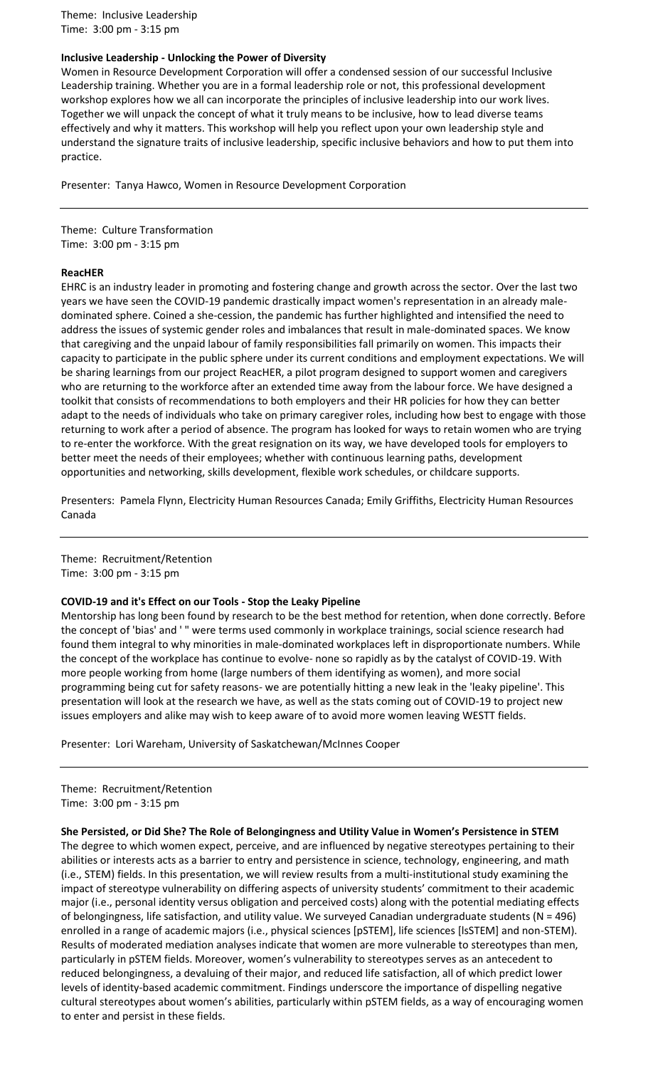Theme: Inclusive Leadership
Time: 3:00 pm - 3:15 pm

**Inclusive Leadership - Unlocking the Power of Diversity**

Women in Resource Development Corporation will offer a condensed session of our successful Inclusive Leadership training. Whether you are in a formal leadership role or not, this professional development workshop explores how we all can incorporate the principles of inclusive leadership into our work lives. Together we will unpack the concept of what it truly means to be inclusive, how to lead diverse teams effectively and why it matters. This workshop will help you reflect upon your own leadership style and understand the signature traits of inclusive leadership, specific inclusive behaviors and how to put them into practice.

Presenter: Tanya Hawco, Women in Resource Development Corporation

---

Theme: Culture Transformation
Time: 3:00 pm - 3:15 pm

**ReacHER**

EHRC is an industry leader in promoting and fostering change and growth across the sector. Over the last two years we have seen the COVID-19 pandemic drastically impact women's representation in an already male-dominated sphere. Coined a she-cession, the pandemic has further highlighted and intensified the need to address the issues of systemic gender roles and imbalances that result in male-dominated spaces. We know that caregiving and the unpaid labour of family responsibilities fall primarily on women. This impacts their capacity to participate in the public sphere under its current conditions and employment expectations. We will be sharing learnings from our project ReacHER, a pilot program designed to support women and caregivers who are returning to the workforce after an extended time away from the labour force. We have designed a toolkit that consists of recommendations to both employers and their HR policies for how they can better adapt to the needs of individuals who take on primary caregiver roles, including how best to engage with those returning to work after a period of absence. The program has looked for ways to retain women who are trying to re-enter the workforce. With the great resignation on its way, we have developed tools for employers to better meet the needs of their employees; whether with continuous learning paths, development opportunities and networking, skills development, flexible work schedules, or childcare supports.

Presenters: Pamela Flynn, Electricity Human Resources Canada; Emily Griffiths, Electricity Human Resources Canada

---

Theme: Recruitment/Retention
Time: 3:00 pm - 3:15 pm

**COVID-19 and it's Effect on our Tools - Stop the Leaky Pipeline**

Mentorship has long been found by research to be the best method for retention, when done correctly. Before the concept of 'bias' and ' " were terms used commonly in workplace trainings, social science research had found them integral to why minorities in male-dominated workplaces left in disproportionate numbers. While the concept of the workplace has continue to evolve- none so rapidly as by the catalyst of COVID-19. With more people working from home (large numbers of them identifying as women), and more social programming being cut for safety reasons- we are potentially hitting a new leak in the 'leaky pipeline'. This presentation will look at the research we have, as well as the stats coming out of COVID-19 to project new issues employers and alike may wish to keep aware of to avoid more women leaving WESTT fields.

Presenter: Lori Wareham, University of Saskatchewan/McInnes Cooper

---

Theme: Recruitment/Retention
Time: 3:00 pm - 3:15 pm

**She Persisted, or Did She? The Role of Belongingness and Utility Value in Women's Persistence in STEM**

The degree to which women expect, perceive, and are influenced by negative stereotypes pertaining to their abilities or interests acts as a barrier to entry and persistence in science, technology, engineering, and math (i.e., STEM) fields. In this presentation, we will review results from a multi-institutional study examining the impact of stereotype vulnerability on differing aspects of university students' commitment to their academic major (i.e., personal identity versus obligation and perceived costs) along with the potential mediating effects of belongingness, life satisfaction, and utility value. We surveyed Canadian undergraduate students (N = 496) enrolled in a range of academic majors (i.e., physical sciences [pSTEM], life sciences [lsSTEM] and non-STEM). Results of moderated mediation analyses indicate that women are more vulnerable to stereotypes than men, particularly in pSTEM fields. Moreover, women's vulnerability to stereotypes serves as an antecedent to reduced belongingness, a devaluing of their major, and reduced life satisfaction, all of which predict lower levels of identity-based academic commitment. Findings underscore the importance of dispelling negative cultural stereotypes about women's abilities, particularly within pSTEM fields, as a way of encouraging women to enter and persist in these fields.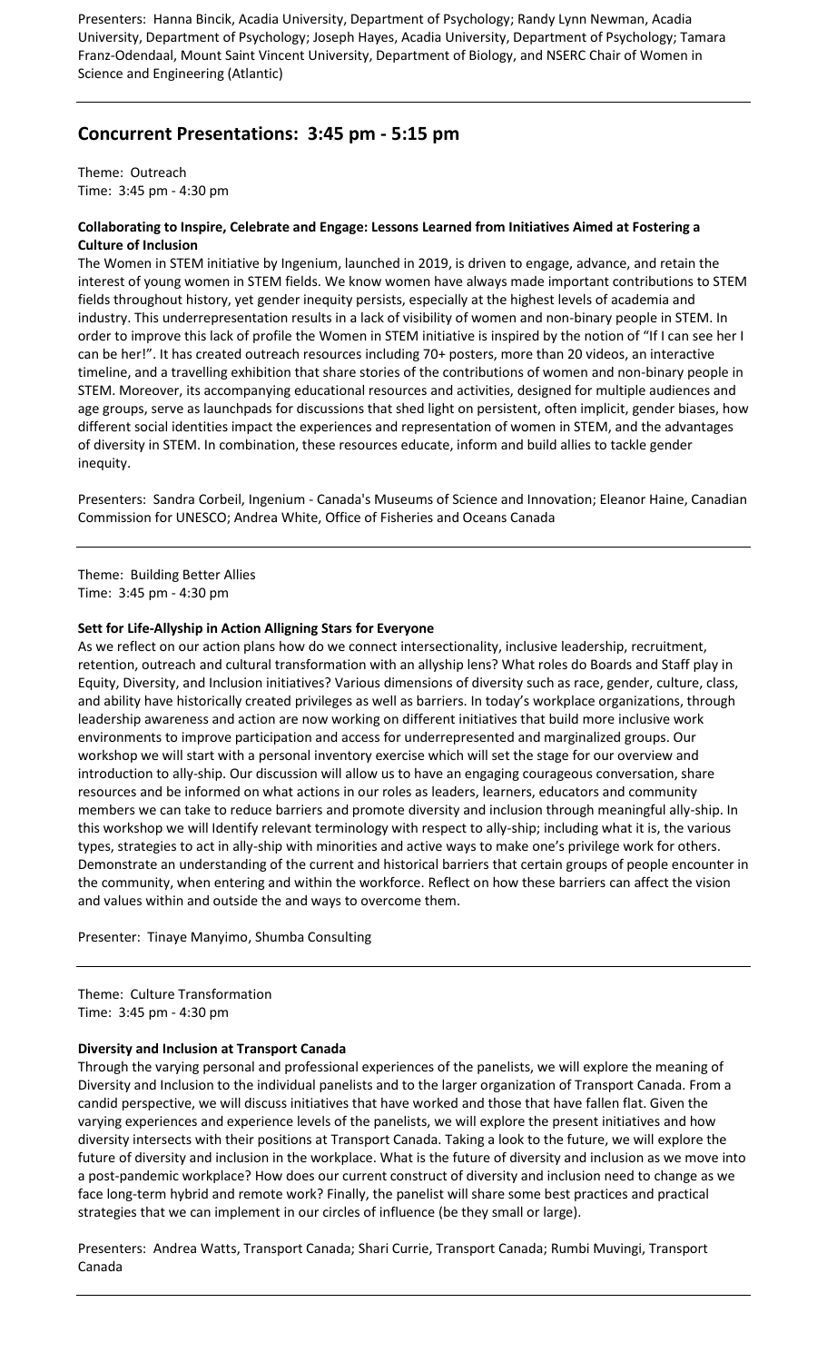Presenters: Hanna Bincik, Acadia University, Department of Psychology; Randy Lynn Newman, Acadia University, Department of Psychology; Joseph Hayes, Acadia University, Department of Psychology; Tamara Franz-Odendaal, Mount Saint Vincent University, Department of Biology, and NSERC Chair of Women in Science and Engineering (Atlantic)

## Concurrent Presentations: 3:45 pm - 5:15 pm

Theme: Outreach
Time: 3:45 pm - 4:30 pm

**Collaborating to Inspire, Celebrate and Engage: Lessons Learned from Initiatives Aimed at Fostering a Culture of Inclusion**

The Women in STEM initiative by Ingenium, launched in 2019, is driven to engage, advance, and retain the interest of young women in STEM fields. We know women have always made important contributions to STEM fields throughout history, yet gender inequity persists, especially at the highest levels of academia and industry. This underrepresentation results in a lack of visibility of women and non-binary people in STEM. In order to improve this lack of profile the Women in STEM initiative is inspired by the notion of "If I can see her I can be her!". It has created outreach resources including 70+ posters, more than 20 videos, an interactive timeline, and a travelling exhibition that share stories of the contributions of women and non-binary people in STEM. Moreover, its accompanying educational resources and activities, designed for multiple audiences and age groups, serve as launchpads for discussions that shed light on persistent, often implicit, gender biases, how different social identities impact the experiences and representation of women in STEM, and the advantages of diversity in STEM. In combination, these resources educate, inform and build allies to tackle gender inequity.

Presenters: Sandra Corbeil, Ingenium - Canada's Museums of Science and Innovation; Eleanor Haine, Canadian Commission for UNESCO; Andrea White, Office of Fisheries and Oceans Canada

---

Theme: Building Better Allies
Time: 3:45 pm - 4:30 pm

**Sett for Life-Allyship in Action Alligning Stars for Everyone**

As we reflect on our action plans how do we connect intersectionality, inclusive leadership, recruitment, retention, outreach and cultural transformation with an allyship lens? What roles do Boards and Staff play in Equity, Diversity, and Inclusion initiatives? Various dimensions of diversity such as race, gender, culture, class, and ability have historically created privileges as well as barriers. In today's workplace organizations, through leadership awareness and action are now working on different initiatives that build more inclusive work environments to improve participation and access for underrepresented and marginalized groups. Our workshop we will start with a personal inventory exercise which will set the stage for our overview and introduction to ally-ship. Our discussion will allow us to have an engaging courageous conversation, share resources and be informed on what actions in our roles as leaders, learners, educators and community members we can take to reduce barriers and promote diversity and inclusion through meaningful ally-ship. In this workshop we will Identify relevant terminology with respect to ally-ship; including what it is, the various types, strategies to act in ally-ship with minorities and active ways to make one's privilege work for others. Demonstrate an understanding of the current and historical barriers that certain groups of people encounter in the community, when entering and within the workforce. Reflect on how these barriers can affect the vision and values within and outside the and ways to overcome them.

Presenter: Tinaye Manyimo, Shumba Consulting

---

Theme: Culture Transformation
Time: 3:45 pm - 4:30 pm

**Diversity and Inclusion at Transport Canada**

Through the varying personal and professional experiences of the panelists, we will explore the meaning of Diversity and Inclusion to the individual panelists and to the larger organization of Transport Canada. From a candid perspective, we will discuss initiatives that have worked and those that have fallen flat. Given the varying experiences and experience levels of the panelists, we will explore the present initiatives and how diversity intersects with their positions at Transport Canada. Taking a look to the future, we will explore the future of diversity and inclusion in the workplace. What is the future of diversity and inclusion as we move into a post-pandemic workplace? How does our current construct of diversity and inclusion need to change as we face long-term hybrid and remote work? Finally, the panelist will share some best practices and practical strategies that we can implement in our circles of influence (be they small or large).

Presenters: Andrea Watts, Transport Canada; Shari Currie, Transport Canada; Rumbi Muvingi, Transport Canada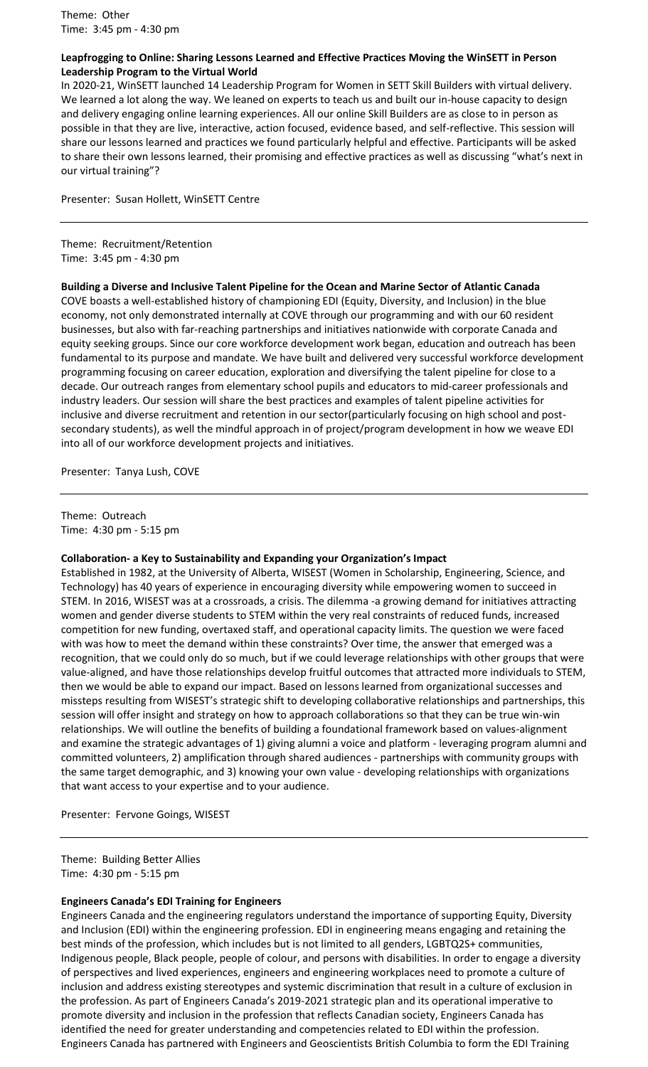Theme: Other
Time: 3:45 pm - 4:30 pm

**Leapfrogging to Online: Sharing Lessons Learned and Effective Practices Moving the WinSETT in Person Leadership Program to the Virtual World**

In 2020-21, WinSETT launched 14 Leadership Program for Women in SETT Skill Builders with virtual delivery. We learned a lot along the way. We leaned on experts to teach us and built our in-house capacity to design and delivery engaging online learning experiences. All our online Skill Builders are as close to in person as possible in that they are live, interactive, action focused, evidence based, and self-reflective. This session will share our lessons learned and practices we found particularly helpful and effective. Participants will be asked to share their own lessons learned, their promising and effective practices as well as discussing "what's next in our virtual training"?

Presenter: Susan Hollett, WinSETT Centre

---

Theme: Recruitment/Retention
Time: 3:45 pm - 4:30 pm

**Building a Diverse and Inclusive Talent Pipeline for the Ocean and Marine Sector of Atlantic Canada**

COVE boasts a well-established history of championing EDI (Equity, Diversity, and Inclusion) in the blue economy, not only demonstrated internally at COVE through our programming and with our 60 resident businesses, but also with far-reaching partnerships and initiatives nationwide with corporate Canada and equity seeking groups. Since our core workforce development work began, education and outreach has been fundamental to its purpose and mandate. We have built and delivered very successful workforce development programming focusing on career education, exploration and diversifying the talent pipeline for close to a decade. Our outreach ranges from elementary school pupils and educators to mid-career professionals and industry leaders. Our session will share the best practices and examples of talent pipeline activities for inclusive and diverse recruitment and retention in our sector(particularly focusing on high school and post-secondary students), as well the mindful approach in of project/program development in how we weave EDI into all of our workforce development projects and initiatives.

Presenter: Tanya Lush, COVE

---

Theme: Outreach
Time: 4:30 pm - 5:15 pm

**Collaboration- a Key to Sustainability and Expanding your Organization's Impact**

Established in 1982, at the University of Alberta, WISEST (Women in Scholarship, Engineering, Science, and Technology) has 40 years of experience in encouraging diversity while empowering women to succeed in STEM. In 2016, WISEST was at a crossroads, a crisis. The dilemma -a growing demand for initiatives attracting women and gender diverse students to STEM within the very real constraints of reduced funds, increased competition for new funding, overtaxed staff, and operational capacity limits. The question we were faced with was how to meet the demand within these constraints? Over time, the answer that emerged was a recognition, that we could only do so much, but if we could leverage relationships with other groups that were value-aligned, and have those relationships develop fruitful outcomes that attracted more individuals to STEM, then we would be able to expand our impact. Based on lessons learned from organizational successes and missteps resulting from WISEST's strategic shift to developing collaborative relationships and partnerships, this session will offer insight and strategy on how to approach collaborations so that they can be true win-win relationships. We will outline the benefits of building a foundational framework based on values-alignment and examine the strategic advantages of 1) giving alumni a voice and platform - leveraging program alumni and committed volunteers, 2) amplification through shared audiences - partnerships with community groups with the same target demographic, and 3) knowing your own value - developing relationships with organizations that want access to your expertise and to your audience.

Presenter: Fervone Goings, WISEST

---

Theme: Building Better Allies
Time: 4:30 pm - 5:15 pm

**Engineers Canada's EDI Training for Engineers**

Engineers Canada and the engineering regulators understand the importance of supporting Equity, Diversity and Inclusion (EDI) within the engineering profession. EDI in engineering means engaging and retaining the best minds of the profession, which includes but is not limited to all genders, LGBTQ2S+ communities, Indigenous people, Black people, people of colour, and persons with disabilities. In order to engage a diversity of perspectives and lived experiences, engineers and engineering workplaces need to promote a culture of inclusion and address existing stereotypes and systemic discrimination that result in a culture of exclusion in the profession. As part of Engineers Canada's 2019-2021 strategic plan and its operational imperative to promote diversity and inclusion in the profession that reflects Canadian society, Engineers Canada has identified the need for greater understanding and competencies related to EDI within the profession. Engineers Canada has partnered with Engineers and Geoscientists British Columbia to form the EDI Training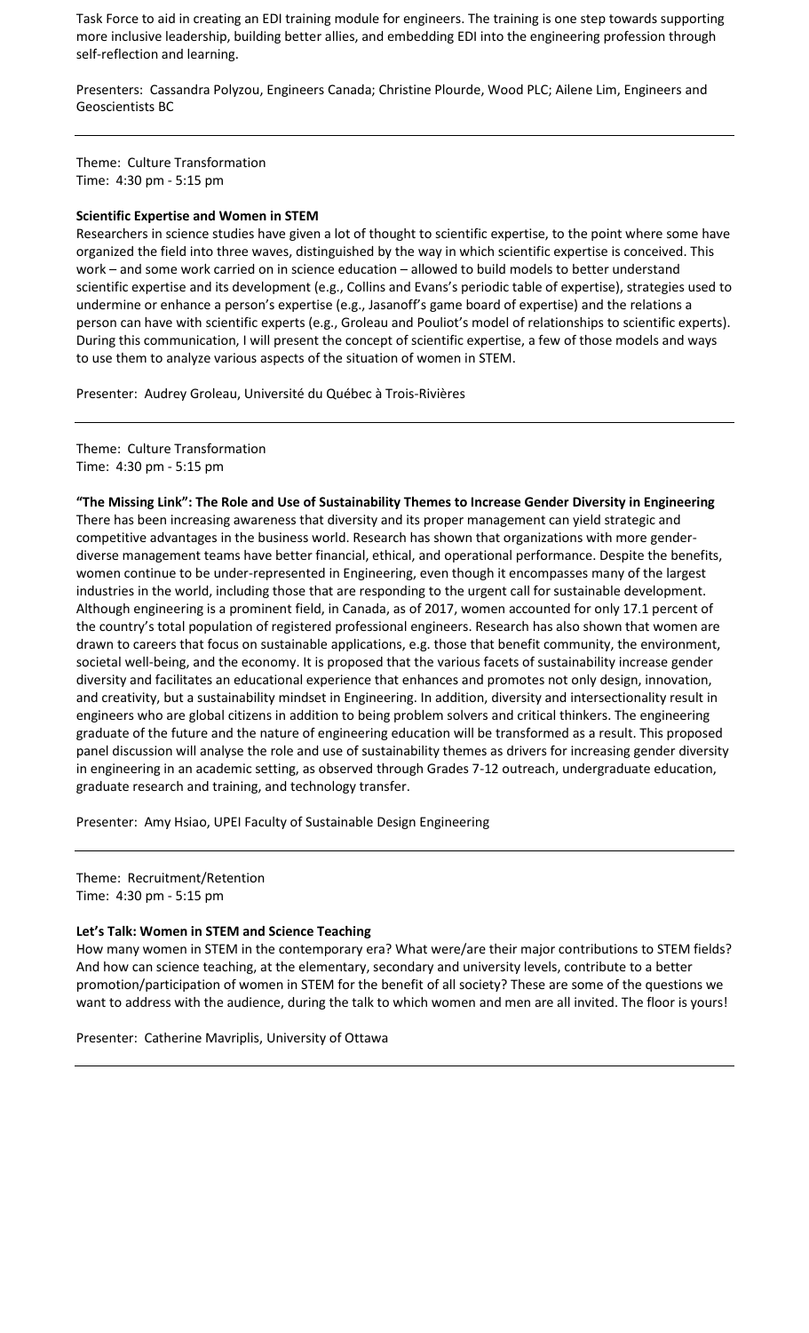Task Force to aid in creating an EDI training module for engineers. The training is one step towards supporting more inclusive leadership, building better allies, and embedding EDI into the engineering profession through self-reflection and learning.

Presenters: Cassandra Polyzou, Engineers Canada; Christine Plourde, Wood PLC; Ailene Lim, Engineers and Geoscientists BC

---

Theme: Culture Transformation
Time: 4:30 pm - 5:15 pm

**Scientific Expertise and Women in STEM**

Researchers in science studies have given a lot of thought to scientific expertise, to the point where some have organized the field into three waves, distinguished by the way in which scientific expertise is conceived. This work – and some work carried on in science education – allowed to build models to better understand scientific expertise and its development (e.g., Collins and Evans's periodic table of expertise), strategies used to undermine or enhance a person's expertise (e.g., Jasanoff's game board of expertise) and the relations a person can have with scientific experts (e.g., Groleau and Pouliot's model of relationships to scientific experts). During this communication, I will present the concept of scientific expertise, a few of those models and ways to use them to analyze various aspects of the situation of women in STEM.

Presenter: Audrey Groleau, Université du Québec à Trois-Rivières

---

Theme: Culture Transformation
Time: 4:30 pm - 5:15 pm

**"The Missing Link": The Role and Use of Sustainability Themes to Increase Gender Diversity in Engineering**

There has been increasing awareness that diversity and its proper management can yield strategic and competitive advantages in the business world. Research has shown that organizations with more gender-diverse management teams have better financial, ethical, and operational performance. Despite the benefits, women continue to be under-represented in Engineering, even though it encompasses many of the largest industries in the world, including those that are responding to the urgent call for sustainable development. Although engineering is a prominent field, in Canada, as of 2017, women accounted for only 17.1 percent of the country's total population of registered professional engineers. Research has also shown that women are drawn to careers that focus on sustainable applications, e.g. those that benefit community, the environment, societal well-being, and the economy. It is proposed that the various facets of sustainability increase gender diversity and facilitates an educational experience that enhances and promotes not only design, innovation, and creativity, but a sustainability mindset in Engineering. In addition, diversity and intersectionality result in engineers who are global citizens in addition to being problem solvers and critical thinkers. The engineering graduate of the future and the nature of engineering education will be transformed as a result. This proposed panel discussion will analyse the role and use of sustainability themes as drivers for increasing gender diversity in engineering in an academic setting, as observed through Grades 7-12 outreach, undergraduate education, graduate research and training, and technology transfer.

Presenter: Amy Hsiao, UPEI Faculty of Sustainable Design Engineering

---

Theme: Recruitment/Retention
Time: 4:30 pm - 5:15 pm

**Let's Talk: Women in STEM and Science Teaching**

How many women in STEM in the contemporary era? What were/are their major contributions to STEM fields? And how can science teaching, at the elementary, secondary and university levels, contribute to a better promotion/participation of women in STEM for the benefit of all society? These are some of the questions we want to address with the audience, during the talk to which women and men are all invited. The floor is yours!

Presenter: Catherine Mavriplis, University of Ottawa

---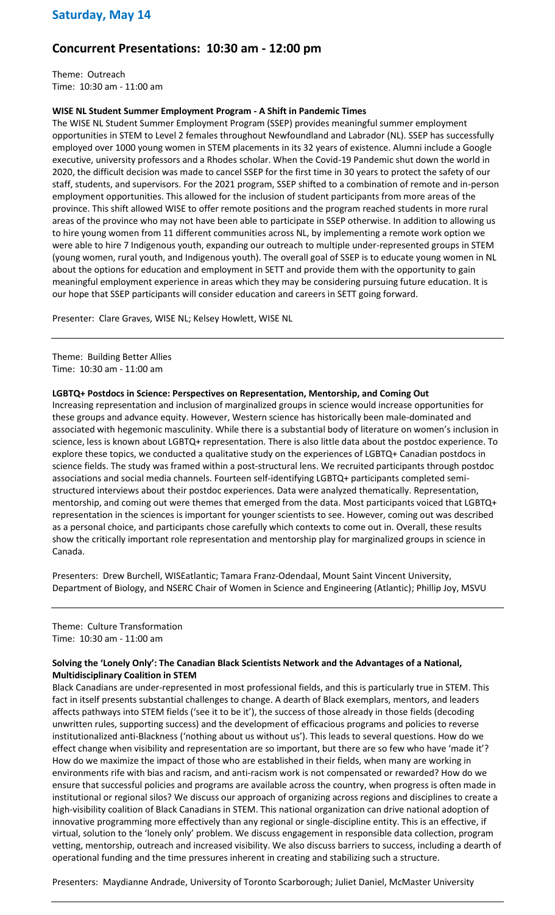## Saturday, May 14

## Concurrent Presentations: 10:30 am - 12:00 pm

Theme: Outreach
Time: 10:30 am - 11:00 am

**WISE NL Student Summer Employment Program - A Shift in Pandemic Times**

The WISE NL Student Summer Employment Program (SSEP) provides meaningful summer employment opportunities in STEM to Level 2 females throughout Newfoundland and Labrador (NL). SSEP has successfully employed over 1000 young women in STEM placements in its 32 years of existence. Alumni include a Google executive, university professors and a Rhodes scholar. When the Covid-19 Pandemic shut down the world in 2020, the difficult decision was made to cancel SSEP for the first time in 30 years to protect the safety of our staff, students, and supervisors. For the 2021 program, SSEP shifted to a combination of remote and in-person employment opportunities. This allowed for the inclusion of student participants from more areas of the province. This shift allowed WISE to offer remote positions and the program reached students in more rural areas of the province who may not have been able to participate in SSEP otherwise. In addition to allowing us to hire young women from 11 different communities across NL, by implementing a remote work option we were able to hire 7 Indigenous youth, expanding our outreach to multiple under-represented groups in STEM (young women, rural youth, and Indigenous youth). The overall goal of SSEP is to educate young women in NL about the options for education and employment in SETT and provide them with the opportunity to gain meaningful employment experience in areas which they may be considering pursuing future education. It is our hope that SSEP participants will consider education and careers in SETT going forward.

Presenter: Clare Graves, WISE NL; Kelsey Howlett, WISE NL

---

Theme: Building Better Allies
Time: 10:30 am - 11:00 am

**LGBTQ+ Postdocs in Science: Perspectives on Representation, Mentorship, and Coming Out**

Increasing representation and inclusion of marginalized groups in science would increase opportunities for these groups and advance equity. However, Western science has historically been male-dominated and associated with hegemonic masculinity. While there is a substantial body of literature on women's inclusion in science, less is known about LGBTQ+ representation. There is also little data about the postdoc experience. To explore these topics, we conducted a qualitative study on the experiences of LGBTQ+ Canadian postdocs in science fields. The study was framed within a post-structural lens. We recruited participants through postdoc associations and social media channels. Fourteen self-identifying LGBTQ+ participants completed semi-structured interviews about their postdoc experiences. Data were analyzed thematically. Representation, mentorship, and coming out were themes that emerged from the data. Most participants voiced that LGBTQ+ representation in the sciences is important for younger scientists to see. However, coming out was described as a personal choice, and participants chose carefully which contexts to come out in. Overall, these results show the critically important role representation and mentorship play for marginalized groups in science in Canada.

Presenters: Drew Burchell, WISEatlantic; Tamara Franz-Odendaal, Mount Saint Vincent University, Department of Biology, and NSERC Chair of Women in Science and Engineering (Atlantic); Phillip Joy, MSVU

---

Theme: Culture Transformation
Time: 10:30 am - 11:00 am

**Solving the 'Lonely Only': The Canadian Black Scientists Network and the Advantages of a National, Multidisciplinary Coalition in STEM**

Black Canadians are under-represented in most professional fields, and this is particularly true in STEM. This fact in itself presents substantial challenges to change. A dearth of Black exemplars, mentors, and leaders affects pathways into STEM fields ('see it to be it'), the success of those already in those fields (decoding unwritten rules, supporting success) and the development of efficacious programs and policies to reverse institutionalized anti-Blackness ('nothing about us without us'). This leads to several questions. How do we effect change when visibility and representation are so important, but there are so few who have 'made it'? How do we maximize the impact of those who are established in their fields, when many are working in environments rife with bias and racism, and anti-racism work is not compensated or rewarded? How do we ensure that successful policies and programs are available across the country, when progress is often made in institutional or regional silos? We discuss our approach of organizing across regions and disciplines to create a high-visibility coalition of Black Canadians in STEM. This national organization can drive national adoption of innovative programming more effectively than any regional or single-discipline entity. This is an effective, if virtual, solution to the 'lonely only' problem. We discuss engagement in responsible data collection, program vetting, mentorship, outreach and increased visibility. We also discuss barriers to success, including a dearth of operational funding and the time pressures inherent in creating and stabilizing such a structure.

Presenters: Maydianne Andrade, University of Toronto Scarborough; Juliet Daniel, McMaster University

---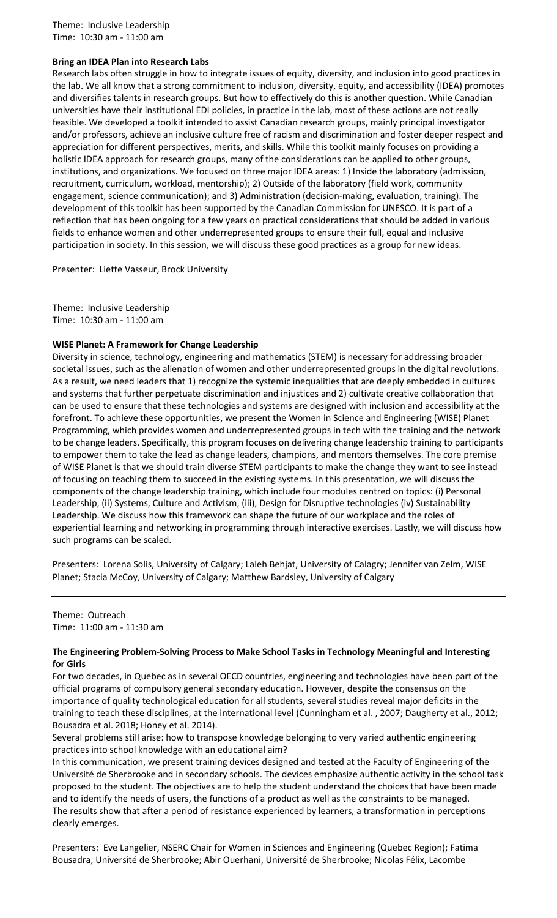Theme: Inclusive Leadership
Time: 10:30 am - 11:00 am

**Bring an IDEA Plan into Research Labs**

Research labs often struggle in how to integrate issues of equity, diversity, and inclusion into good practices in the lab. We all know that a strong commitment to inclusion, diversity, equity, and accessibility (IDEA) promotes and diversifies talents in research groups. But how to effectively do this is another question. While Canadian universities have their institutional EDI policies, in practice in the lab, most of these actions are not really feasible. We developed a toolkit intended to assist Canadian research groups, mainly principal investigator and/or professors, achieve an inclusive culture free of racism and discrimination and foster deeper respect and appreciation for different perspectives, merits, and skills. While this toolkit mainly focuses on providing a holistic IDEA approach for research groups, many of the considerations can be applied to other groups, institutions, and organizations. We focused on three major IDEA areas: 1) Inside the laboratory (admission, recruitment, curriculum, workload, mentorship); 2) Outside of the laboratory (field work, community engagement, science communication); and 3) Administration (decision-making, evaluation, training). The development of this toolkit has been supported by the Canadian Commission for UNESCO. It is part of a reflection that has been ongoing for a few years on practical considerations that should be added in various fields to enhance women and other underrepresented groups to ensure their full, equal and inclusive participation in society. In this session, we will discuss these good practices as a group for new ideas.

Presenter: Liette Vasseur, Brock University

---

Theme: Inclusive Leadership
Time: 10:30 am - 11:00 am

**WISE Planet: A Framework for Change Leadership**

Diversity in science, technology, engineering and mathematics (STEM) is necessary for addressing broader societal issues, such as the alienation of women and other underrepresented groups in the digital revolutions. As a result, we need leaders that 1) recognize the systemic inequalities that are deeply embedded in cultures and systems that further perpetuate discrimination and injustices and 2) cultivate creative collaboration that can be used to ensure that these technologies and systems are designed with inclusion and accessibility at the forefront. To achieve these opportunities, we present the Women in Science and Engineering (WISE) Planet Programming, which provides women and underrepresented groups in tech with the training and the network to be change leaders. Specifically, this program focuses on delivering change leadership training to participants to empower them to take the lead as change leaders, champions, and mentors themselves. The core premise of WISE Planet is that we should train diverse STEM participants to make the change they want to see instead of focusing on teaching them to succeed in the existing systems. In this presentation, we will discuss the components of the change leadership training, which include four modules centred on topics: (i) Personal Leadership, (ii) Systems, Culture and Activism, (iii), Design for Disruptive technologies (iv) Sustainability Leadership. We discuss how this framework can shape the future of our workplace and the roles of experiential learning and networking in programming through interactive exercises. Lastly, we will discuss how such programs can be scaled.

Presenters: Lorena Solis, University of Calgary; Laleh Behjat, University of Calagry; Jennifer van Zelm, WISE Planet; Stacia McCoy, University of Calgary; Matthew Bardsley, University of Calgary

---

Theme: Outreach
Time: 11:00 am - 11:30 am

**The Engineering Problem-Solving Process to Make School Tasks in Technology Meaningful and Interesting for Girls**

For two decades, in Quebec as in several OECD countries, engineering and technologies have been part of the official programs of compulsory general secondary education. However, despite the consensus on the importance of quality technological education for all students, several studies reveal major deficits in the training to teach these disciplines, at the international level (Cunningham et al. , 2007; Daugherty et al., 2012; Bousadra et al. 2018; Honey et al. 2014).

Several problems still arise: how to transpose knowledge belonging to very varied authentic engineering practices into school knowledge with an educational aim?

In this communication, we present training devices designed and tested at the Faculty of Engineering of the Université de Sherbrooke and in secondary schools. The devices emphasize authentic activity in the school task proposed to the student. The objectives are to help the student understand the choices that have been made and to identify the needs of users, the functions of a product as well as the constraints to be managed.

The results show that after a period of resistance experienced by learners, a transformation in perceptions clearly emerges.

Presenters: Eve Langelier, NSERC Chair for Women in Sciences and Engineering (Quebec Region); Fatima Bousadra, Université de Sherbrooke; Abir Ouerhani, Université de Sherbrooke; Nicolas Félix, Lacombe

---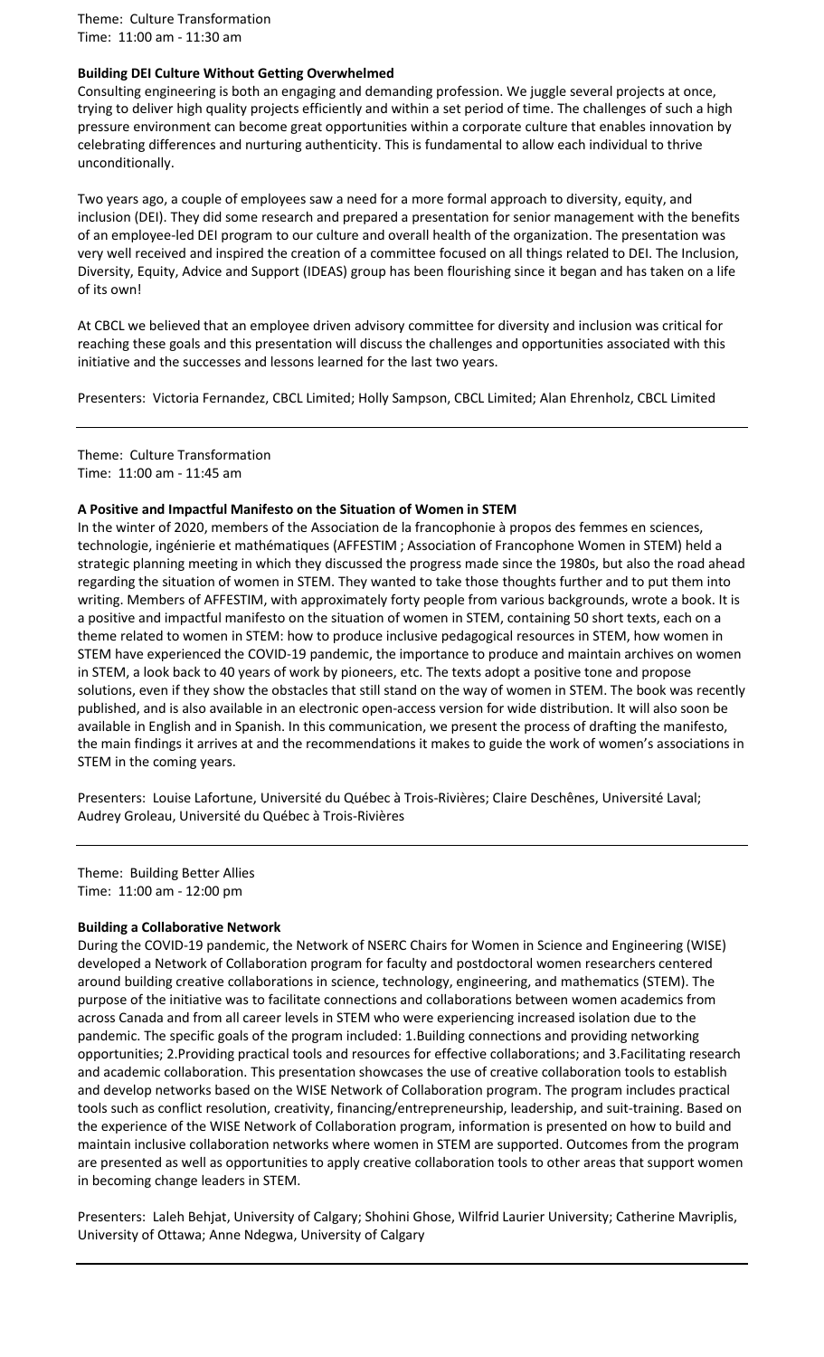Theme: Culture Transformation
Time: 11:00 am - 11:30 am

**Building DEI Culture Without Getting Overwhelmed**

Consulting engineering is both an engaging and demanding profession. We juggle several projects at once, trying to deliver high quality projects efficiently and within a set period of time. The challenges of such a high pressure environment can become great opportunities within a corporate culture that enables innovation by celebrating differences and nurturing authenticity. This is fundamental to allow each individual to thrive unconditionally.

Two years ago, a couple of employees saw a need for a more formal approach to diversity, equity, and inclusion (DEI). They did some research and prepared a presentation for senior management with the benefits of an employee-led DEI program to our culture and overall health of the organization. The presentation was very well received and inspired the creation of a committee focused on all things related to DEI. The Inclusion, Diversity, Equity, Advice and Support (IDEAS) group has been flourishing since it began and has taken on a life of its own!

At CBCL we believed that an employee driven advisory committee for diversity and inclusion was critical for reaching these goals and this presentation will discuss the challenges and opportunities associated with this initiative and the successes and lessons learned for the last two years.

Presenters: Victoria Fernandez, CBCL Limited; Holly Sampson, CBCL Limited; Alan Ehrenholz, CBCL Limited

---

Theme: Culture Transformation
Time: 11:00 am - 11:45 am

**A Positive and Impactful Manifesto on the Situation of Women in STEM**

In the winter of 2020, members of the Association de la francophonie à propos des femmes en sciences, technologie, ingénierie et mathématiques (AFFESTIM ; Association of Francophone Women in STEM) held a strategic planning meeting in which they discussed the progress made since the 1980s, but also the road ahead regarding the situation of women in STEM. They wanted to take those thoughts further and to put them into writing. Members of AFFESTIM, with approximately forty people from various backgrounds, wrote a book. It is a positive and impactful manifesto on the situation of women in STEM, containing 50 short texts, each on a theme related to women in STEM: how to produce inclusive pedagogical resources in STEM, how women in STEM have experienced the COVID-19 pandemic, the importance to produce and maintain archives on women in STEM, a look back to 40 years of work by pioneers, etc. The texts adopt a positive tone and propose solutions, even if they show the obstacles that still stand on the way of women in STEM. The book was recently published, and is also available in an electronic open-access version for wide distribution. It will also soon be available in English and in Spanish. In this communication, we present the process of drafting the manifesto, the main findings it arrives at and the recommendations it makes to guide the work of women's associations in STEM in the coming years.

Presenters: Louise Lafortune, Université du Québec à Trois-Rivières; Claire Deschênes, Université Laval; Audrey Groleau, Université du Québec à Trois-Rivières

---

Theme: Building Better Allies
Time: 11:00 am - 12:00 pm

**Building a Collaborative Network**

During the COVID-19 pandemic, the Network of NSERC Chairs for Women in Science and Engineering (WISE) developed a Network of Collaboration program for faculty and postdoctoral women researchers centered around building creative collaborations in science, technology, engineering, and mathematics (STEM). The purpose of the initiative was to facilitate connections and collaborations between women academics from across Canada and from all career levels in STEM who were experiencing increased isolation due to the pandemic. The specific goals of the program included: 1.Building connections and providing networking opportunities; 2.Providing practical tools and resources for effective collaborations; and 3.Facilitating research and academic collaboration. This presentation showcases the use of creative collaboration tools to establish and develop networks based on the WISE Network of Collaboration program. The program includes practical tools such as conflict resolution, creativity, financing/entrepreneurship, leadership, and suit-training. Based on the experience of the WISE Network of Collaboration program, information is presented on how to build and maintain inclusive collaboration networks where women in STEM are supported. Outcomes from the program are presented as well as opportunities to apply creative collaboration tools to other areas that support women in becoming change leaders in STEM.

Presenters: Laleh Behjat, University of Calgary; Shohini Ghose, Wilfrid Laurier University; Catherine Mavriplis, University of Ottawa; Anne Ndegwa, University of Calgary

---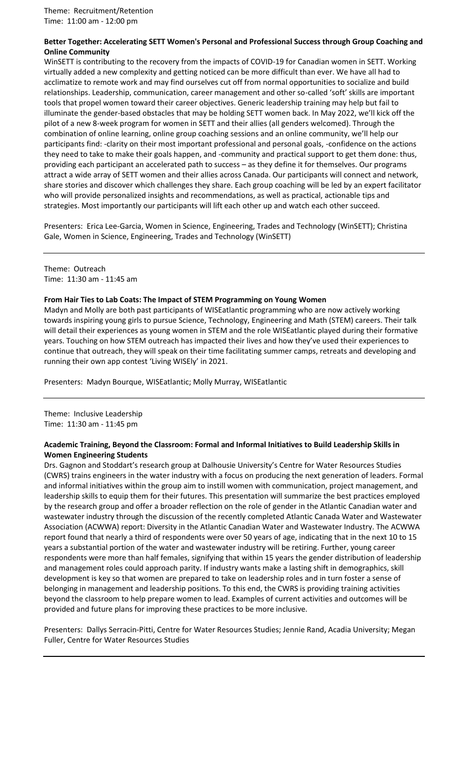Theme: Recruitment/Retention
Time: 11:00 am - 12:00 pm

**Better Together: Accelerating SETT Women's Personal and Professional Success through Group Coaching and Online Community**

WinSETT is contributing to the recovery from the impacts of COVID-19 for Canadian women in SETT. Working virtually added a new complexity and getting noticed can be more difficult than ever. We have all had to acclimatize to remote work and may find ourselves cut off from normal opportunities to socialize and build relationships. Leadership, communication, career management and other so-called 'soft' skills are important tools that propel women toward their career objectives. Generic leadership training may help but fail to illuminate the gender-based obstacles that may be holding SETT women back. In May 2022, we'll kick off the pilot of a new 8-week program for women in SETT and their allies (all genders welcomed). Through the combination of online learning, online group coaching sessions and an online community, we'll help our participants find: -clarity on their most important professional and personal goals, -confidence on the actions they need to take to make their goals happen, and -community and practical support to get them done: thus, providing each participant an accelerated path to success – as they define it for themselves. Our programs attract a wide array of SETT women and their allies across Canada. Our participants will connect and network, share stories and discover which challenges they share. Each group coaching will be led by an expert facilitator who will provide personalized insights and recommendations, as well as practical, actionable tips and strategies. Most importantly our participants will lift each other up and watch each other succeed.

Presenters: Erica Lee-Garcia, Women in Science, Engineering, Trades and Technology (WinSETT); Christina Gale, Women in Science, Engineering, Trades and Technology (WinSETT)

---

Theme: Outreach
Time: 11:30 am - 11:45 am

**From Hair Ties to Lab Coats: The Impact of STEM Programming on Young Women**

Madyn and Molly are both past participants of WISEatlantic programming who are now actively working towards inspiring young girls to pursue Science, Technology, Engineering and Math (STEM) careers. Their talk will detail their experiences as young women in STEM and the role WISEatlantic played during their formative years. Touching on how STEM outreach has impacted their lives and how they've used their experiences to continue that outreach, they will speak on their time facilitating summer camps, retreats and developing and running their own app contest 'Living WISEly' in 2021.

Presenters: Madyn Bourque, WISEatlantic; Molly Murray, WISEatlantic

---

Theme: Inclusive Leadership
Time: 11:30 am - 11:45 pm

**Academic Training, Beyond the Classroom: Formal and Informal Initiatives to Build Leadership Skills in Women Engineering Students**

Drs. Gagnon and Stoddart's research group at Dalhousie University's Centre for Water Resources Studies (CWRS) trains engineers in the water industry with a focus on producing the next generation of leaders. Formal and informal initiatives within the group aim to instill women with communication, project management, and leadership skills to equip them for their futures. This presentation will summarize the best practices employed by the research group and offer a broader reflection on the role of gender in the Atlantic Canadian water and wastewater industry through the discussion of the recently completed Atlantic Canada Water and Wastewater Association (ACWWA) report: Diversity in the Atlantic Canadian Water and Wastewater Industry. The ACWWA report found that nearly a third of respondents were over 50 years of age, indicating that in the next 10 to 15 years a substantial portion of the water and wastewater industry will be retiring. Further, young career respondents were more than half females, signifying that within 15 years the gender distribution of leadership and management roles could approach parity. If industry wants make a lasting shift in demographics, skill development is key so that women are prepared to take on leadership roles and in turn foster a sense of belonging in management and leadership positions. To this end, the CWRS is providing training activities beyond the classroom to help prepare women to lead. Examples of current activities and outcomes will be provided and future plans for improving these practices to be more inclusive.

Presenters: Dallys Serracin-Pitti, Centre for Water Resources Studies; Jennie Rand, Acadia University; Megan Fuller, Centre for Water Resources Studies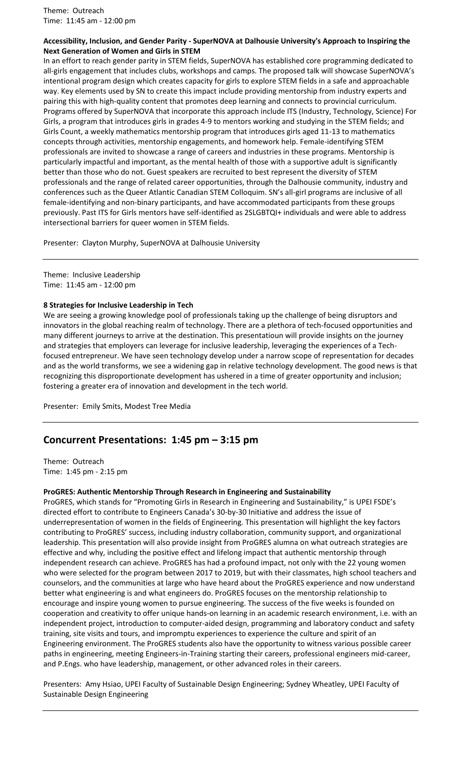Theme: Outreach
Time: 11:45 am - 12:00 pm

**Accessibility, Inclusion, and Gender Parity - SuperNOVA at Dalhousie University's Approach to Inspiring the Next Generation of Women and Girls in STEM**

In an effort to reach gender parity in STEM fields, SuperNOVA has established core programming dedicated to all-girls engagement that includes clubs, workshops and camps. The proposed talk will showcase SuperNOVA's intentional program design which creates capacity for girls to explore STEM fields in a safe and approachable way. Key elements used by SN to create this impact include providing mentorship from industry experts and pairing this with high-quality content that promotes deep learning and connects to provincial curriculum. Programs offered by SuperNOVA that incorporate this approach include ITS (Industry, Technology, Science) For Girls, a program that introduces girls in grades 4-9 to mentors working and studying in the STEM fields; and Girls Count, a weekly mathematics mentorship program that introduces girls aged 11-13 to mathematics concepts through activities, mentorship engagements, and homework help. Female-identifying STEM professionals are invited to showcase a range of careers and industries in these programs. Mentorship is particularly impactful and important, as the mental health of those with a supportive adult is significantly better than those who do not. Guest speakers are recruited to best represent the diversity of STEM professionals and the range of related career opportunities, through the Dalhousie community, industry and conferences such as the Queer Atlantic Canadian STEM Colloquim. SN's all-girl programs are inclusive of all female-identifying and non-binary participants, and have accommodated participants from these groups previously. Past ITS for Girls mentors have self-identified as 2SLGBTQI+ individuals and were able to address intersectional barriers for queer women in STEM fields.

Presenter: Clayton Murphy, SuperNOVA at Dalhousie University

---

Theme: Inclusive Leadership
Time: 11:45 am - 12:00 pm

**8 Strategies for Inclusive Leadership in Tech**

We are seeing a growing knowledge pool of professionals taking up the challenge of being disruptors and innovators in the global reaching realm of technology. There are a plethora of tech-focused opportunities and many different journeys to arrive at the destination. This presentatioun will provide insights on the journey and strategies that employers can leverage for inclusive leadership, leveraging the experiences of a Tech-focused entrepreneur. We have seen technology develop under a narrow scope of representation for decades and as the world transforms, we see a widening gap in relative technology development. The good news is that recognizing this disproportionate development has ushered in a time of greater opportunity and inclusion; fostering a greater era of innovation and development in the tech world.

Presenter: Emily Smits, Modest Tree Media

---

## Concurrent Presentations: 1:45 pm – 3:15 pm

Theme: Outreach
Time: 1:45 pm - 2:15 pm

**ProGRES: Authentic Mentorship Through Research in Engineering and Sustainability**

ProGRES, which stands for "Promoting Girls in Research in Engineering and Sustainability," is UPEI FSDE's directed effort to contribute to Engineers Canada's 30-by-30 Initiative and address the issue of underrepresentation of women in the fields of Engineering. This presentation will highlight the key factors contributing to ProGRES' success, including industry collaboration, community support, and organizational leadership. This presentation will also provide insight from ProGRES alumna on what outreach strategies are effective and why, including the positive effect and lifelong impact that authentic mentorship through independent research can achieve. ProGRES has had a profound impact, not only with the 22 young women who were selected for the program between 2017 to 2019, but with their classmates, high school teachers and counselors, and the communities at large who have heard about the ProGRES experience and now understand better what engineering is and what engineers do. ProGRES focuses on the mentorship relationship to encourage and inspire young women to pursue engineering. The success of the five weeks is founded on cooperation and creativity to offer unique hands-on learning in an academic research environment, i.e. with an independent project, introduction to computer-aided design, programming and laboratory conduct and safety training, site visits and tours, and impromptu experiences to experience the culture and spirit of an Engineering environment. The ProGRES students also have the opportunity to witness various possible career paths in engineering, meeting Engineers-in-Training starting their careers, professional engineers mid-career, and P.Engs. who have leadership, management, or other advanced roles in their careers.

Presenters: Amy Hsiao, UPEI Faculty of Sustainable Design Engineering; Sydney Wheatley, UPEI Faculty of Sustainable Design Engineering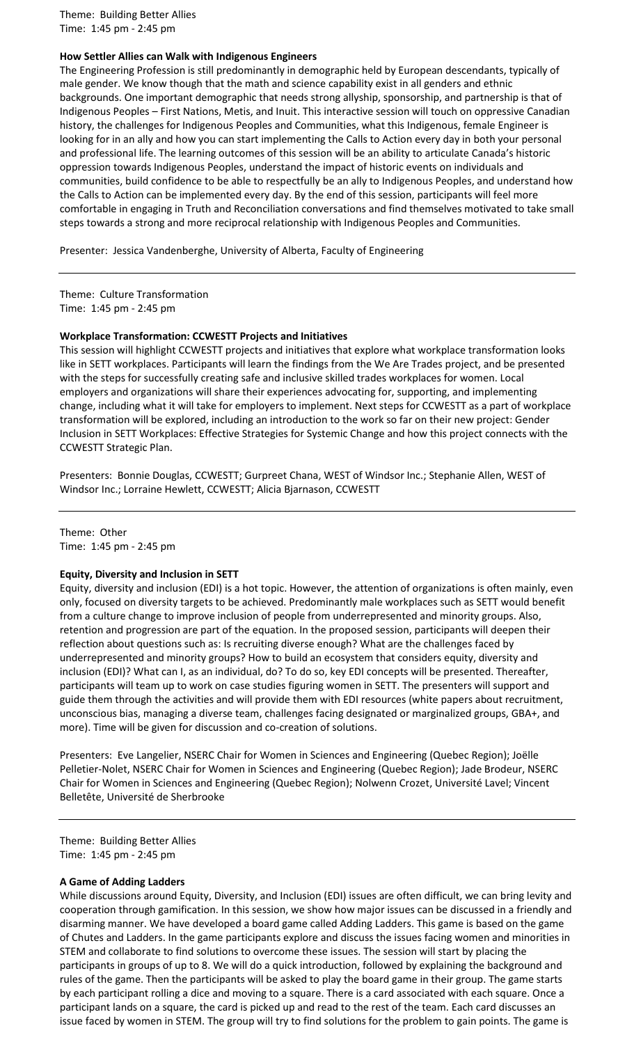Theme: Building Better Allies
Time: 1:45 pm - 2:45 pm

**How Settler Allies can Walk with Indigenous Engineers**

The Engineering Profession is still predominantly in demographic held by European descendants, typically of male gender. We know though that the math and science capability exist in all genders and ethnic backgrounds. One important demographic that needs strong allyship, sponsorship, and partnership is that of Indigenous Peoples – First Nations, Metis, and Inuit. This interactive session will touch on oppressive Canadian history, the challenges for Indigenous Peoples and Communities, what this Indigenous, female Engineer is looking for in an ally and how you can start implementing the Calls to Action every day in both your personal and professional life. The learning outcomes of this session will be an ability to articulate Canada's historic oppression towards Indigenous Peoples, understand the impact of historic events on individuals and communities, build confidence to be able to respectfully be an ally to Indigenous Peoples, and understand how the Calls to Action can be implemented every day. By the end of this session, participants will feel more comfortable in engaging in Truth and Reconciliation conversations and find themselves motivated to take small steps towards a strong and more reciprocal relationship with Indigenous Peoples and Communities.

Presenter: Jessica Vandenberghe, University of Alberta, Faculty of Engineering

---

Theme: Culture Transformation
Time: 1:45 pm - 2:45 pm

**Workplace Transformation: CCWESTT Projects and Initiatives**

This session will highlight CCWESTT projects and initiatives that explore what workplace transformation looks like in SETT workplaces. Participants will learn the findings from the We Are Trades project, and be presented with the steps for successfully creating safe and inclusive skilled trades workplaces for women. Local employers and organizations will share their experiences advocating for, supporting, and implementing change, including what it will take for employers to implement. Next steps for CCWESTT as a part of workplace transformation will be explored, including an introduction to the work so far on their new project: Gender Inclusion in SETT Workplaces: Effective Strategies for Systemic Change and how this project connects with the CCWESTT Strategic Plan.

Presenters: Bonnie Douglas, CCWESTT; Gurpreet Chana, WEST of Windsor Inc.; Stephanie Allen, WEST of Windsor Inc.; Lorraine Hewlett, CCWESTT; Alicia Bjarnason, CCWESTT

---

Theme: Other
Time: 1:45 pm - 2:45 pm

**Equity, Diversity and Inclusion in SETT**

Equity, diversity and inclusion (EDI) is a hot topic. However, the attention of organizations is often mainly, even only, focused on diversity targets to be achieved. Predominantly male workplaces such as SETT would benefit from a culture change to improve inclusion of people from underrepresented and minority groups. Also, retention and progression are part of the equation. In the proposed session, participants will deepen their reflection about questions such as: Is recruiting diverse enough? What are the challenges faced by underrepresented and minority groups? How to build an ecosystem that considers equity, diversity and inclusion (EDI)? What can I, as an individual, do? To do so, key EDI concepts will be presented. Thereafter, participants will team up to work on case studies figuring women in SETT. The presenters will support and guide them through the activities and will provide them with EDI resources (white papers about recruitment, unconscious bias, managing a diverse team, challenges facing designated or marginalized groups, GBA+, and more). Time will be given for discussion and co-creation of solutions.

Presenters: Eve Langelier, NSERC Chair for Women in Sciences and Engineering (Quebec Region); Joëlle Pelletier-Nolet, NSERC Chair for Women in Sciences and Engineering (Quebec Region); Jade Brodeur, NSERC Chair for Women in Sciences and Engineering (Quebec Region); Nolwenn Crozet, Université Lavel; Vincent Belletête, Université de Sherbrooke

---

Theme: Building Better Allies
Time: 1:45 pm - 2:45 pm

**A Game of Adding Ladders**

While discussions around Equity, Diversity, and Inclusion (EDI) issues are often difficult, we can bring levity and cooperation through gamification. In this session, we show how major issues can be discussed in a friendly and disarming manner. We have developed a board game called Adding Ladders. This game is based on the game of Chutes and Ladders. In the game participants explore and discuss the issues facing women and minorities in STEM and collaborate to find solutions to overcome these issues. The session will start by placing the participants in groups of up to 8. We will do a quick introduction, followed by explaining the background and rules of the game. Then the participants will be asked to play the board game in their group. The game starts by each participant rolling a dice and moving to a square. There is a card associated with each square. Once a participant lands on a square, the card is picked up and read to the rest of the team. Each card discusses an issue faced by women in STEM. The group will try to find solutions for the problem to gain points. The game is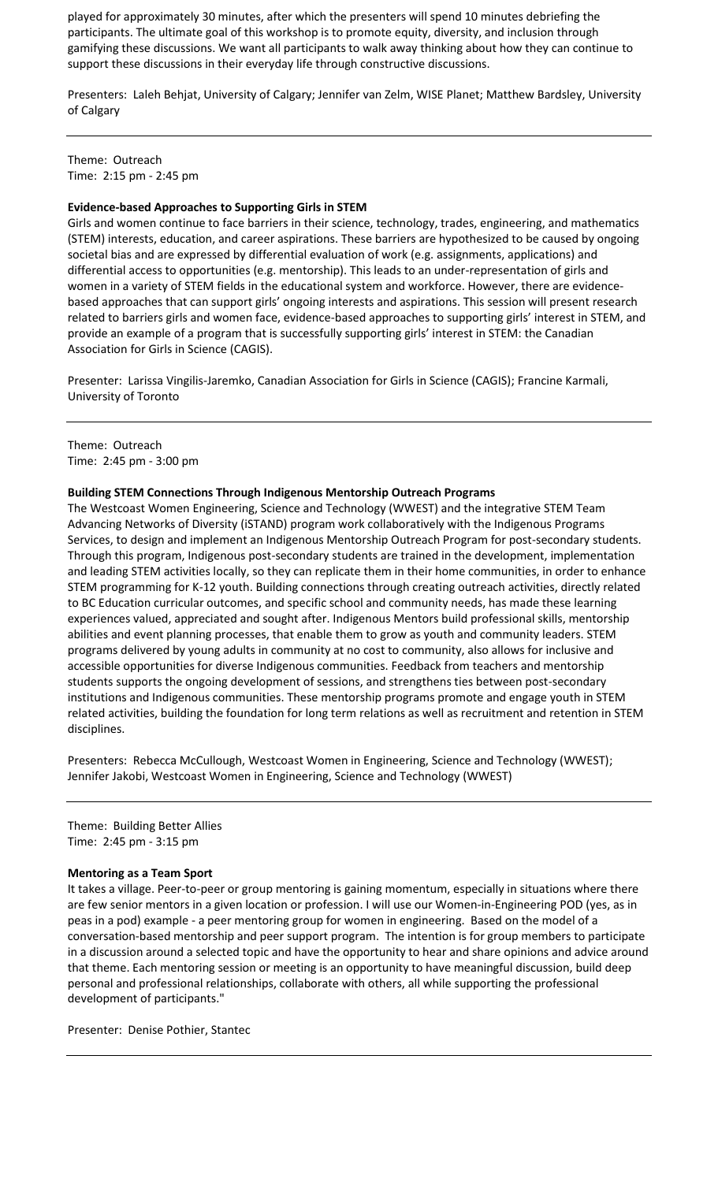played for approximately 30 minutes, after which the presenters will spend 10 minutes debriefing the participants. The ultimate goal of this workshop is to promote equity, diversity, and inclusion through gamifying these discussions. We want all participants to walk away thinking about how they can continue to support these discussions in their everyday life through constructive discussions.

Presenters: Laleh Behjat, University of Calgary; Jennifer van Zelm, WISE Planet; Matthew Bardsley, University of Calgary

---

Theme: Outreach
Time: 2:15 pm - 2:45 pm

**Evidence-based Approaches to Supporting Girls in STEM**

Girls and women continue to face barriers in their science, technology, trades, engineering, and mathematics (STEM) interests, education, and career aspirations. These barriers are hypothesized to be caused by ongoing societal bias and are expressed by differential evaluation of work (e.g. assignments, applications) and differential access to opportunities (e.g. mentorship). This leads to an under-representation of girls and women in a variety of STEM fields in the educational system and workforce. However, there are evidence-based approaches that can support girls' ongoing interests and aspirations. This session will present research related to barriers girls and women face, evidence-based approaches to supporting girls' interest in STEM, and provide an example of a program that is successfully supporting girls' interest in STEM: the Canadian Association for Girls in Science (CAGIS).

Presenter: Larissa Vingilis-Jaremko, Canadian Association for Girls in Science (CAGIS); Francine Karmali, University of Toronto

---

Theme: Outreach
Time: 2:45 pm - 3:00 pm

**Building STEM Connections Through Indigenous Mentorship Outreach Programs**

The Westcoast Women Engineering, Science and Technology (WWEST) and the integrative STEM Team Advancing Networks of Diversity (iSTAND) program work collaboratively with the Indigenous Programs Services, to design and implement an Indigenous Mentorship Outreach Program for post-secondary students. Through this program, Indigenous post-secondary students are trained in the development, implementation and leading STEM activities locally, so they can replicate them in their home communities, in order to enhance STEM programming for K-12 youth. Building connections through creating outreach activities, directly related to BC Education curricular outcomes, and specific school and community needs, has made these learning experiences valued, appreciated and sought after. Indigenous Mentors build professional skills, mentorship abilities and event planning processes, that enable them to grow as youth and community leaders. STEM programs delivered by young adults in community at no cost to community, also allows for inclusive and accessible opportunities for diverse Indigenous communities. Feedback from teachers and mentorship students supports the ongoing development of sessions, and strengthens ties between post-secondary institutions and Indigenous communities. These mentorship programs promote and engage youth in STEM related activities, building the foundation for long term relations as well as recruitment and retention in STEM disciplines.

Presenters: Rebecca McCullough, Westcoast Women in Engineering, Science and Technology (WWEST); Jennifer Jakobi, Westcoast Women in Engineering, Science and Technology (WWEST)

---

Theme: Building Better Allies
Time: 2:45 pm - 3:15 pm

**Mentoring as a Team Sport**

It takes a village. Peer-to-peer or group mentoring is gaining momentum, especially in situations where there are few senior mentors in a given location or profession. I will use our Women-in-Engineering POD (yes, as in peas in a pod) example - a peer mentoring group for women in engineering. Based on the model of a conversation-based mentorship and peer support program. The intention is for group members to participate in a discussion around a selected topic and have the opportunity to hear and share opinions and advice around that theme. Each mentoring session or meeting is an opportunity to have meaningful discussion, build deep personal and professional relationships, collaborate with others, all while supporting the professional development of participants."

Presenter: Denise Pothier, Stantec

---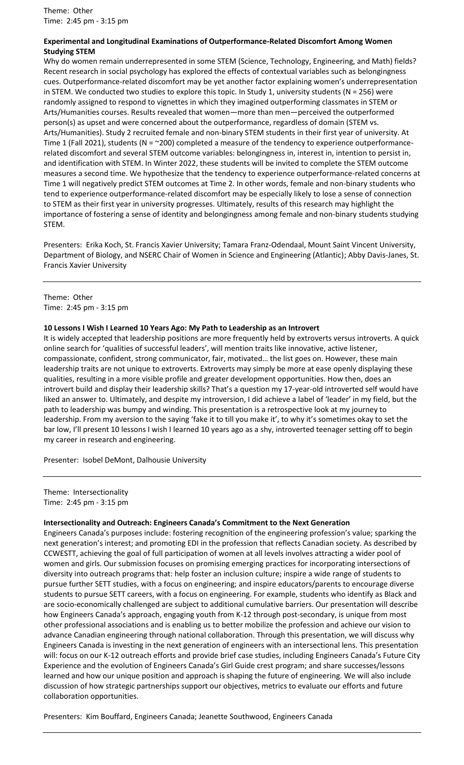Theme: Other
Time: 2:45 pm - 3:15 pm

**Experimental and Longitudinal Examinations of Outperformance-Related Discomfort Among Women Studying STEM**

Why do women remain underrepresented in some STEM (Science, Technology, Engineering, and Math) fields? Recent research in social psychology has explored the effects of contextual variables such as belongingness cues. Outperformance-related discomfort may be yet another factor explaining women's underrepresentation in STEM. We conducted two studies to explore this topic. In Study 1, university students (N = 256) were randomly assigned to respond to vignettes in which they imagined outperforming classmates in STEM or Arts/Humanities courses. Results revealed that women—more than men—perceived the outperformed person(s) as upset and were concerned about the outperformance, regardless of domain (STEM vs. Arts/Humanities). Study 2 recruited female and non-binary STEM students in their first year of university. At Time 1 (Fall 2021), students (N = ~200) completed a measure of the tendency to experience outperformance-related discomfort and several STEM outcome variables: belongingness in, interest in, intention to persist in, and identification with STEM. In Winter 2022, these students will be invited to complete the STEM outcome measures a second time. We hypothesize that the tendency to experience outperformance-related concerns at Time 1 will negatively predict STEM outcomes at Time 2. In other words, female and non-binary students who tend to experience outperformance-related discomfort may be especially likely to lose a sense of connection to STEM as their first year in university progresses. Ultimately, results of this research may highlight the importance of fostering a sense of identity and belongingness among female and non-binary students studying STEM.

Presenters: Erika Koch, St. Francis Xavier University; Tamara Franz-Odendaal, Mount Saint Vincent University, Department of Biology, and NSERC Chair of Women in Science and Engineering (Atlantic); Abby Davis-Janes, St. Francis Xavier University

---

Theme: Other
Time: 2:45 pm - 3:15 pm

**10 Lessons I Wish I Learned 10 Years Ago: My Path to Leadership as an Introvert**

It is widely accepted that leadership positions are more frequently held by extroverts versus introverts. A quick online search for 'qualities of successful leaders', will mention traits like innovative, active listener, compassionate, confident, strong communicator, fair, motivated… the list goes on. However, these main leadership traits are not unique to extroverts. Extroverts may simply be more at ease openly displaying these qualities, resulting in a more visible profile and greater development opportunities. How then, does an introvert build and display their leadership skills? That's a question my 17-year-old introverted self would have liked an answer to. Ultimately, and despite my introversion, I did achieve a label of 'leader' in my field, but the path to leadership was bumpy and winding. This presentation is a retrospective look at my journey to leadership. From my aversion to the saying 'fake it to till you make it', to why it's sometimes okay to set the bar low, I'll present 10 lessons I wish I learned 10 years ago as a shy, introverted teenager setting off to begin my career in research and engineering.

Presenter: Isobel DeMont, Dalhousie University

---

Theme: Intersectionality
Time: 2:45 pm - 3:15 pm

**Intersectionality and Outreach: Engineers Canada's Commitment to the Next Generation**

Engineers Canada's purposes include: fostering recognition of the engineering profession's value; sparking the next generation's interest; and promoting EDI in the profession that reflects Canadian society. As described by CCWESTT, achieving the goal of full participation of women at all levels involves attracting a wider pool of women and girls. Our submission focuses on promising emerging practices for incorporating intersections of diversity into outreach programs that: help foster an inclusion culture; inspire a wide range of students to pursue further SETT studies, with a focus on engineering; and inspire educators/parents to encourage diverse students to pursue SETT careers, with a focus on engineering. For example, students who identify as Black and are socio-economically challenged are subject to additional cumulative barriers. Our presentation will describe how Engineers Canada's approach, engaging youth from K-12 through post-secondary, is unique from most other professional associations and is enabling us to better mobilize the profession and achieve our vision to advance Canadian engineering through national collaboration. Through this presentation, we will discuss why Engineers Canada is investing in the next generation of engineers with an intersectional lens. This presentation will: focus on our K-12 outreach efforts and provide brief case studies, including Engineers Canada's Future City Experience and the evolution of Engineers Canada's Girl Guide crest program; and share successes/lessons learned and how our unique position and approach is shaping the future of engineering. We will also include discussion of how strategic partnerships support our objectives, metrics to evaluate our efforts and future collaboration opportunities.

Presenters: Kim Bouffard, Engineers Canada; Jeanette Southwood, Engineers Canada

---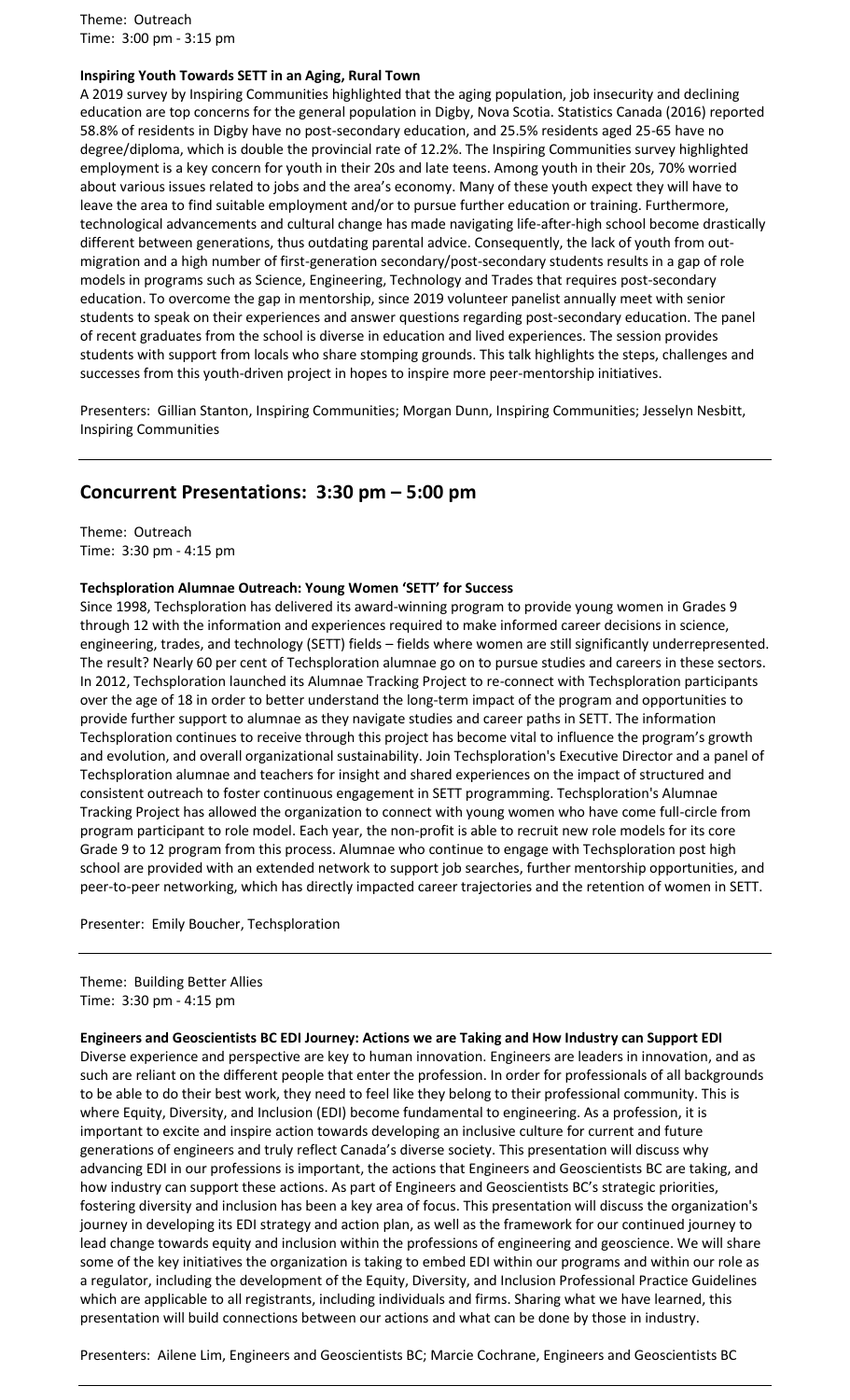Theme: Outreach
Time: 3:00 pm - 3:15 pm

**Inspiring Youth Towards SETT in an Aging, Rural Town**

A 2019 survey by Inspiring Communities highlighted that the aging population, job insecurity and declining education are top concerns for the general population in Digby, Nova Scotia. Statistics Canada (2016) reported 58.8% of residents in Digby have no post-secondary education, and 25.5% residents aged 25-65 have no degree/diploma, which is double the provincial rate of 12.2%. The Inspiring Communities survey highlighted employment is a key concern for youth in their 20s and late teens. Among youth in their 20s, 70% worried about various issues related to jobs and the area's economy. Many of these youth expect they will have to leave the area to find suitable employment and/or to pursue further education or training. Furthermore, technological advancements and cultural change has made navigating life-after-high school become drastically different between generations, thus outdating parental advice. Consequently, the lack of youth from out-migration and a high number of first-generation secondary/post-secondary students results in a gap of role models in programs such as Science, Engineering, Technology and Trades that requires post-secondary education. To overcome the gap in mentorship, since 2019 volunteer panelist annually meet with senior students to speak on their experiences and answer questions regarding post-secondary education. The panel of recent graduates from the school is diverse in education and lived experiences. The session provides students with support from locals who share stomping grounds. This talk highlights the steps, challenges and successes from this youth-driven project in hopes to inspire more peer-mentorship initiatives.

Presenters: Gillian Stanton, Inspiring Communities; Morgan Dunn, Inspiring Communities; Jesselyn Nesbitt, Inspiring Communities

---

## Concurrent Presentations: 3:30 pm – 5:00 pm

Theme: Outreach
Time: 3:30 pm - 4:15 pm

**Techsploration Alumnae Outreach: Young Women 'SETT' for Success**

Since 1998, Techsploration has delivered its award-winning program to provide young women in Grades 9 through 12 with the information and experiences required to make informed career decisions in science, engineering, trades, and technology (SETT) fields – fields where women are still significantly underrepresented. The result? Nearly 60 per cent of Techsploration alumnae go on to pursue studies and careers in these sectors. In 2012, Techsploration launched its Alumnae Tracking Project to re-connect with Techsploration participants over the age of 18 in order to better understand the long-term impact of the program and opportunities to provide further support to alumnae as they navigate studies and career paths in SETT. The information Techsploration continues to receive through this project has become vital to influence the program's growth and evolution, and overall organizational sustainability. Join Techsploration's Executive Director and a panel of Techsploration alumnae and teachers for insight and shared experiences on the impact of structured and consistent outreach to foster continuous engagement in SETT programming. Techsploration's Alumnae Tracking Project has allowed the organization to connect with young women who have come full-circle from program participant to role model. Each year, the non-profit is able to recruit new role models for its core Grade 9 to 12 program from this process. Alumnae who continue to engage with Techsploration post high school are provided with an extended network to support job searches, further mentorship opportunities, and peer-to-peer networking, which has directly impacted career trajectories and the retention of women in SETT.

Presenter: Emily Boucher, Techsploration

---

Theme: Building Better Allies
Time: 3:30 pm - 4:15 pm

**Engineers and Geoscientists BC EDI Journey: Actions we are Taking and How Industry can Support EDI**

Diverse experience and perspective are key to human innovation. Engineers are leaders in innovation, and as such are reliant on the different people that enter the profession. In order for professionals of all backgrounds to be able to do their best work, they need to feel like they belong to their professional community. This is where Equity, Diversity, and Inclusion (EDI) become fundamental to engineering. As a profession, it is important to excite and inspire action towards developing an inclusive culture for current and future generations of engineers and truly reflect Canada's diverse society. This presentation will discuss why advancing EDI in our professions is important, the actions that Engineers and Geoscientists BC are taking, and how industry can support these actions. As part of Engineers and Geoscientists BC's strategic priorities, fostering diversity and inclusion has been a key area of focus. This presentation will discuss the organization's journey in developing its EDI strategy and action plan, as well as the framework for our continued journey to lead change towards equity and inclusion within the professions of engineering and geoscience. We will share some of the key initiatives the organization is taking to embed EDI within our programs and within our role as a regulator, including the development of the Equity, Diversity, and Inclusion Professional Practice Guidelines which are applicable to all registrants, including individuals and firms. Sharing what we have learned, this presentation will build connections between our actions and what can be done by those in industry.

Presenters: Ailene Lim, Engineers and Geoscientists BC; Marcie Cochrane, Engineers and Geoscientists BC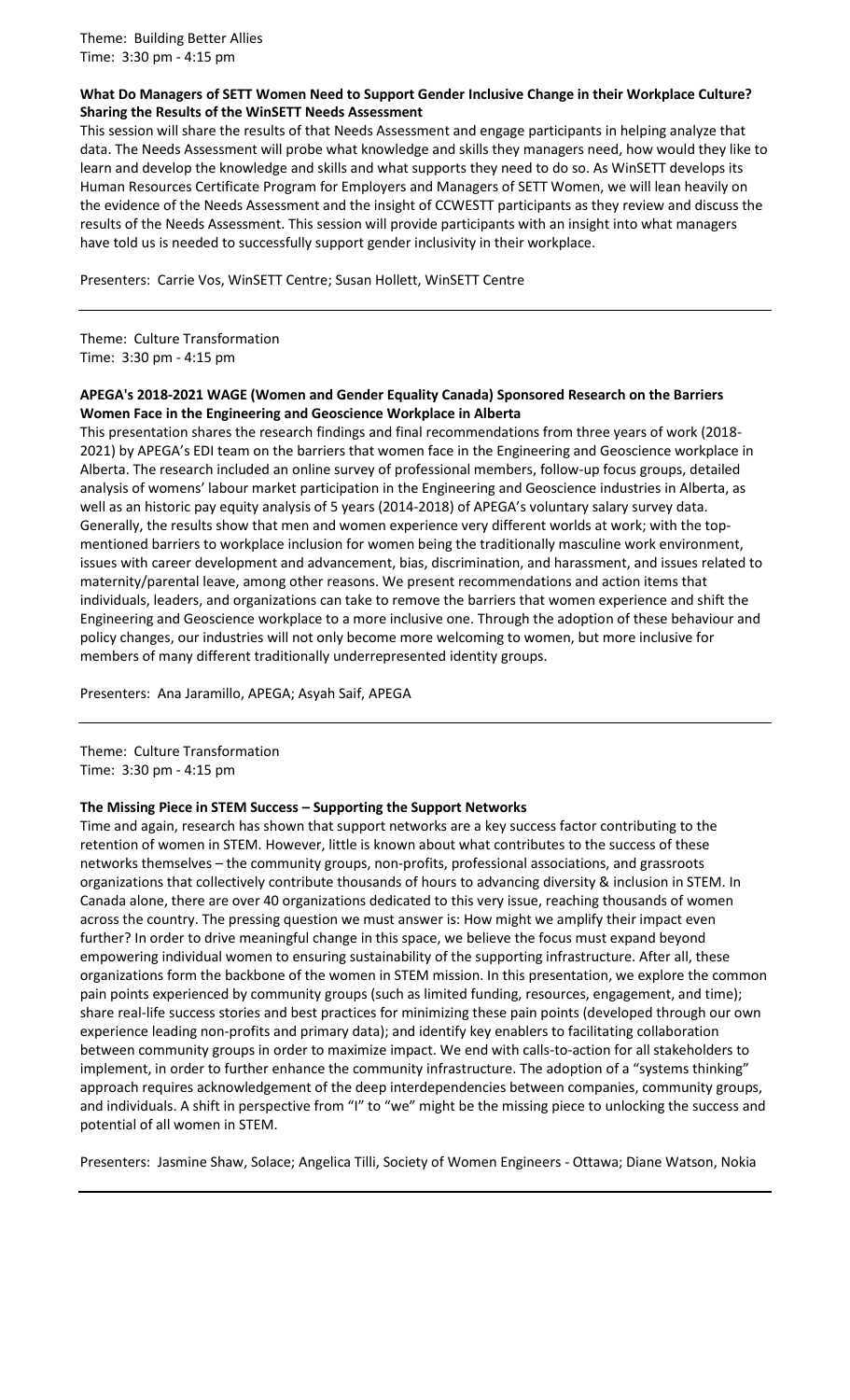Theme: Building Better Allies
Time: 3:30 pm - 4:15 pm

**What Do Managers of SETT Women Need to Support Gender Inclusive Change in their Workplace Culture? Sharing the Results of the WinSETT Needs Assessment**

This session will share the results of that Needs Assessment and engage participants in helping analyze that data. The Needs Assessment will probe what knowledge and skills they managers need, how would they like to learn and develop the knowledge and skills and what supports they need to do so. As WinSETT develops its Human Resources Certificate Program for Employers and Managers of SETT Women, we will lean heavily on the evidence of the Needs Assessment and the insight of CCWESTT participants as they review and discuss the results of the Needs Assessment. This session will provide participants with an insight into what managers have told us is needed to successfully support gender inclusivity in their workplace.

Presenters: Carrie Vos, WinSETT Centre; Susan Hollett, WinSETT Centre

---

Theme: Culture Transformation
Time: 3:30 pm - 4:15 pm

**APEGA's 2018-2021 WAGE (Women and Gender Equality Canada) Sponsored Research on the Barriers Women Face in the Engineering and Geoscience Workplace in Alberta**

This presentation shares the research findings and final recommendations from three years of work (2018-2021) by APEGA's EDI team on the barriers that women face in the Engineering and Geoscience workplace in Alberta. The research included an online survey of professional members, follow-up focus groups, detailed analysis of womens' labour market participation in the Engineering and Geoscience industries in Alberta, as well as an historic pay equity analysis of 5 years (2014-2018) of APEGA's voluntary salary survey data. Generally, the results show that men and women experience very different worlds at work; with the top-mentioned barriers to workplace inclusion for women being the traditionally masculine work environment, issues with career development and advancement, bias, discrimination, and harassment, and issues related to maternity/parental leave, among other reasons. We present recommendations and action items that individuals, leaders, and organizations can take to remove the barriers that women experience and shift the Engineering and Geoscience workplace to a more inclusive one. Through the adoption of these behaviour and policy changes, our industries will not only become more welcoming to women, but more inclusive for members of many different traditionally underrepresented identity groups.

Presenters: Ana Jaramillo, APEGA; Asyah Saif, APEGA

---

Theme: Culture Transformation
Time: 3:30 pm - 4:15 pm

**The Missing Piece in STEM Success – Supporting the Support Networks**

Time and again, research has shown that support networks are a key success factor contributing to the retention of women in STEM. However, little is known about what contributes to the success of these networks themselves – the community groups, non-profits, professional associations, and grassroots organizations that collectively contribute thousands of hours to advancing diversity & inclusion in STEM. In Canada alone, there are over 40 organizations dedicated to this very issue, reaching thousands of women across the country. The pressing question we must answer is: How might we amplify their impact even further? In order to drive meaningful change in this space, we believe the focus must expand beyond empowering individual women to ensuring sustainability of the supporting infrastructure. After all, these organizations form the backbone of the women in STEM mission. In this presentation, we explore the common pain points experienced by community groups (such as limited funding, resources, engagement, and time); share real-life success stories and best practices for minimizing these pain points (developed through our own experience leading non-profits and primary data); and identify key enablers to facilitating collaboration between community groups in order to maximize impact. We end with calls-to-action for all stakeholders to implement, in order to further enhance the community infrastructure. The adoption of a "systems thinking" approach requires acknowledgement of the deep interdependencies between companies, community groups, and individuals. A shift in perspective from "I" to "we" might be the missing piece to unlocking the success and potential of all women in STEM.

Presenters: Jasmine Shaw, Solace; Angelica Tilli, Society of Women Engineers - Ottawa; Diane Watson, Nokia

---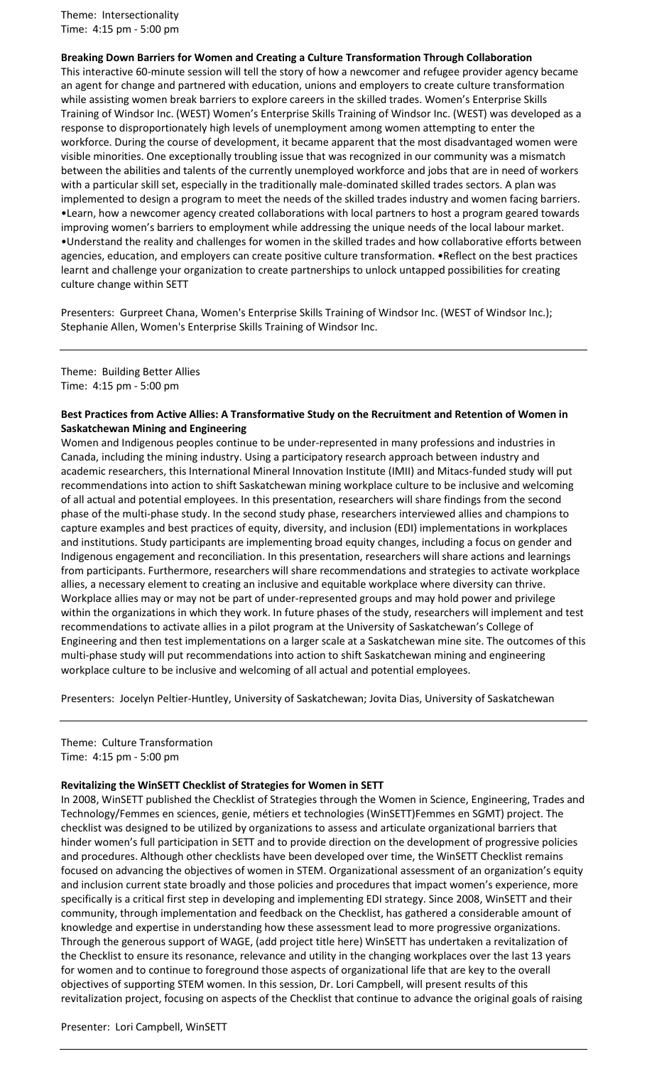Theme: Intersectionality
Time: 4:15 pm - 5:00 pm

**Breaking Down Barriers for Women and Creating a Culture Transformation Through Collaboration**

This interactive 60-minute session will tell the story of how a newcomer and refugee provider agency became an agent for change and partnered with education, unions and employers to create culture transformation while assisting women break barriers to explore careers in the skilled trades. Women's Enterprise Skills Training of Windsor Inc. (WEST) Women's Enterprise Skills Training of Windsor Inc. (WEST) was developed as a response to disproportionately high levels of unemployment among women attempting to enter the workforce. During the course of development, it became apparent that the most disadvantaged women were visible minorities. One exceptionally troubling issue that was recognized in our community was a mismatch between the abilities and talents of the currently unemployed workforce and jobs that are in need of workers with a particular skill set, especially in the traditionally male-dominated skilled trades sectors. A plan was implemented to design a program to meet the needs of the skilled trades industry and women facing barriers.
•Learn, how a newcomer agency created collaborations with local partners to host a program geared towards improving women's barriers to employment while addressing the unique needs of the local labour market.
•Understand the reality and challenges for women in the skilled trades and how collaborative efforts between agencies, education, and employers can create positive culture transformation. •Reflect on the best practices learnt and challenge your organization to create partnerships to unlock untapped possibilities for creating culture change within SETT

Presenters: Gurpreet Chana, Women's Enterprise Skills Training of Windsor Inc. (WEST of Windsor Inc.); Stephanie Allen, Women's Enterprise Skills Training of Windsor Inc.

---

Theme: Building Better Allies
Time: 4:15 pm - 5:00 pm

**Best Practices from Active Allies: A Transformative Study on the Recruitment and Retention of Women in Saskatchewan Mining and Engineering**

Women and Indigenous peoples continue to be under-represented in many professions and industries in Canada, including the mining industry. Using a participatory research approach between industry and academic researchers, this International Mineral Innovation Institute (IMII) and Mitacs-funded study will put recommendations into action to shift Saskatchewan mining workplace culture to be inclusive and welcoming of all actual and potential employees. In this presentation, researchers will share findings from the second phase of the multi-phase study. In the second study phase, researchers interviewed allies and champions to capture examples and best practices of equity, diversity, and inclusion (EDI) implementations in workplaces and institutions. Study participants are implementing broad equity changes, including a focus on gender and Indigenous engagement and reconciliation. In this presentation, researchers will share actions and learnings from participants. Furthermore, researchers will share recommendations and strategies to activate workplace allies, a necessary element to creating an inclusive and equitable workplace where diversity can thrive. Workplace allies may or may not be part of under-represented groups and may hold power and privilege within the organizations in which they work. In future phases of the study, researchers will implement and test recommendations to activate allies in a pilot program at the University of Saskatchewan's College of Engineering and then test implementations on a larger scale at a Saskatchewan mine site. The outcomes of this multi-phase study will put recommendations into action to shift Saskatchewan mining and engineering workplace culture to be inclusive and welcoming of all actual and potential employees.

Presenters: Jocelyn Peltier-Huntley, University of Saskatchewan; Jovita Dias, University of Saskatchewan

---

Theme: Culture Transformation
Time: 4:15 pm - 5:00 pm

**Revitalizing the WinSETT Checklist of Strategies for Women in SETT**

In 2008, WinSETT published the Checklist of Strategies through the Women in Science, Engineering, Trades and Technology/Femmes en sciences, genie, métiers et technologies (WinSETT)Femmes en SGMT) project. The checklist was designed to be utilized by organizations to assess and articulate organizational barriers that hinder women's full participation in SETT and to provide direction on the development of progressive policies and procedures. Although other checklists have been developed over time, the WinSETT Checklist remains focused on advancing the objectives of women in STEM. Organizational assessment of an organization's equity and inclusion current state broadly and those policies and procedures that impact women's experience, more specifically is a critical first step in developing and implementing EDI strategy. Since 2008, WinSETT and their community, through implementation and feedback on the Checklist, has gathered a considerable amount of knowledge and expertise in understanding how these assessment lead to more progressive organizations. Through the generous support of WAGE, (add project title here) WinSETT has undertaken a revitalization of the Checklist to ensure its resonance, relevance and utility in the changing workplaces over the last 13 years for women and to continue to foreground those aspects of organizational life that are key to the overall objectives of supporting STEM women. In this session, Dr. Lori Campbell, will present results of this revitalization project, focusing on aspects of the Checklist that continue to advance the original goals of raising

Presenter: Lori Campbell, WinSETT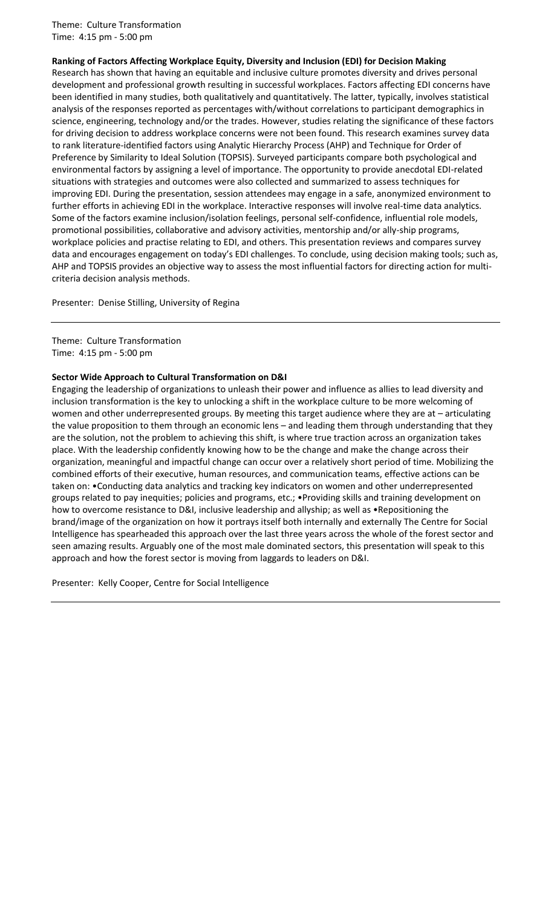Theme: Culture Transformation
Time: 4:15 pm - 5:00 pm

**Ranking of Factors Affecting Workplace Equity, Diversity and Inclusion (EDI) for Decision Making**

Research has shown that having an equitable and inclusive culture promotes diversity and drives personal development and professional growth resulting in successful workplaces. Factors affecting EDI concerns have been identified in many studies, both qualitatively and quantitatively. The latter, typically, involves statistical analysis of the responses reported as percentages with/without correlations to participant demographics in science, engineering, technology and/or the trades. However, studies relating the significance of these factors for driving decision to address workplace concerns were not been found. This research examines survey data to rank literature-identified factors using Analytic Hierarchy Process (AHP) and Technique for Order of Preference by Similarity to Ideal Solution (TOPSIS). Surveyed participants compare both psychological and environmental factors by assigning a level of importance. The opportunity to provide anecdotal EDI-related situations with strategies and outcomes were also collected and summarized to assess techniques for improving EDI. During the presentation, session attendees may engage in a safe, anonymized environment to further efforts in achieving EDI in the workplace. Interactive responses will involve real-time data analytics. Some of the factors examine inclusion/isolation feelings, personal self-confidence, influential role models, promotional possibilities, collaborative and advisory activities, mentorship and/or ally-ship programs, workplace policies and practise relating to EDI, and others. This presentation reviews and compares survey data and encourages engagement on today's EDI challenges. To conclude, using decision making tools; such as, AHP and TOPSIS provides an objective way to assess the most influential factors for directing action for multi-criteria decision analysis methods.

Presenter: Denise Stilling, University of Regina

---

Theme: Culture Transformation
Time: 4:15 pm - 5:00 pm

**Sector Wide Approach to Cultural Transformation on D&I**

Engaging the leadership of organizations to unleash their power and influence as allies to lead diversity and inclusion transformation is the key to unlocking a shift in the workplace culture to be more welcoming of women and other underrepresented groups. By meeting this target audience where they are at – articulating the value proposition to them through an economic lens – and leading them through understanding that they are the solution, not the problem to achieving this shift, is where true traction across an organization takes place. With the leadership confidently knowing how to be the change and make the change across their organization, meaningful and impactful change can occur over a relatively short period of time. Mobilizing the combined efforts of their executive, human resources, and communication teams, effective actions can be taken on: •Conducting data analytics and tracking key indicators on women and other underrepresented groups related to pay inequities; policies and programs, etc.; •Providing skills and training development on how to overcome resistance to D&I, inclusive leadership and allyship; as well as •Repositioning the brand/image of the organization on how it portrays itself both internally and externally The Centre for Social Intelligence has spearheaded this approach over the last three years across the whole of the forest sector and seen amazing results. Arguably one of the most male dominated sectors, this presentation will speak to this approach and how the forest sector is moving from laggards to leaders on D&I.

Presenter: Kelly Cooper, Centre for Social Intelligence